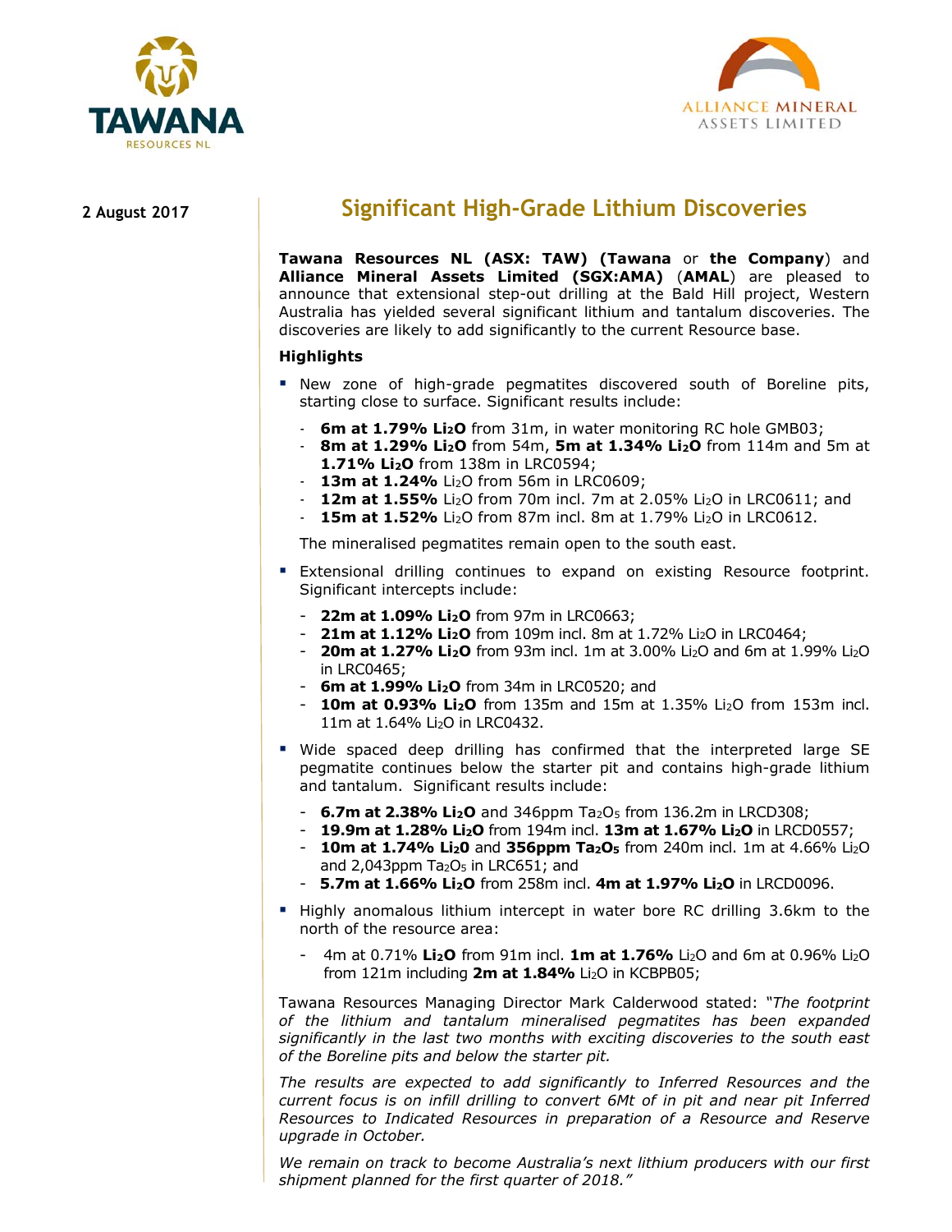TAWANA RESOURCES NL

ALLIANCE MINERAL ASSETS LIMITED

2 August 2017

# Significant High-Grade Lithium Discoveries

**Tawana Resources NL (ASX: TAW) (Tawana** or **the Company**) and **Alliance Mineral Assets Limited (SGX:AMA)** (**AMAL**) are pleased to announce that extensional step-out drilling at the Bald Hill project, Western Australia has yielded several significant lithium and tantalum discoveries. The discoveries are likely to add significantly to the current Resource base.

**Highlights**

- New zone of high-grade pegmatites discovered south of Boreline pits, starting close to surface. Significant results include:
  - **6m at 1.79% $Li_2O$** from 31m, in water monitoring RC hole GMB03;
  - **8m at 1.29% $Li_2O$** from 54m, **5m at 1.34% $Li_2O$** from 114m and 5m at **1.71% $Li_2O$** from 138m in LRC0594;
  - **13m at 1.24%** $Li_2O$ from 56m in LRC0609;
  - **12m at 1.55%** $Li_2O$ from 70m incl. 7m at 2.05% $Li_2O$ in LRC0611; and
  - **15m at 1.52%** $Li_2O$ from 87m incl. 8m at 1.79% $Li_2O$ in LRC0612.

  The mineralised pegmatites remain open to the south east.

- Extensional drilling continues to expand on existing Resource footprint. Significant intercepts include:
  - **22m at 1.09% $Li_2O$** from 97m in LRC0663;
  - **21m at 1.12% $Li_2O$** from 109m incl. 8m at 1.72% $Li_2O$ in LRC0464;
  - **20m at 1.27% $Li_2O$** from 93m incl. 1m at 3.00% $Li_2O$ and 6m at 1.99% $Li_2O$ in LRC0465;
  - **6m at 1.99% $Li_2O$** from 34m in LRC0520; and
  - **10m at 0.93% $Li_2O$** from 135m and 15m at 1.35% $Li_2O$ from 153m incl. 11m at 1.64% $Li_2O$ in LRC0432.

- Wide spaced deep drilling has confirmed that the interpreted large SE pegmatite continues below the starter pit and contains high-grade lithium and tantalum. Significant results include:
  - **6.7m at 2.38% $Li_2O$** and 346ppm $Ta_2O_5$ from 136.2m in LRCD308;
  - **19.9m at 1.28% $Li_2O$** from 194m incl. **13m at 1.67% $Li_2O$** in LRCD0557;
  - **10m at 1.74% $Li_2O$** and **356ppm $Ta_2O_5$** from 240m incl. 1m at 4.66% $Li_2O$ and 2,043ppm $Ta_2O_5$ in LRC651; and
  - **5.7m at 1.66% $Li_2O$** from 258m incl. **4m at 1.97% $Li_2O$** in LRCD0096.

- Highly anomalous lithium intercept in water bore RC drilling 3.6km to the north of the resource area:
  - 4m at 0.71% **$Li_2O$** from 91m incl. **1m at 1.76%** $Li_2O$ and 6m at 0.96% $Li_2O$ from 121m including **2m at 1.84%** $Li_2O$ in KCBPB05;

Tawana Resources Managing Director Mark Calderwood stated: *"The footprint of the lithium and tantalum mineralised pegmatites has been expanded significantly in the last two months with exciting discoveries to the south east of the Boreline pits and below the starter pit.*

*The results are expected to add significantly to Inferred Resources and the current focus is on infill drilling to convert 6Mt of in pit and near pit Inferred Resources to Indicated Resources in preparation of a Resource and Reserve upgrade in October.*

*We remain on track to become Australia's next lithium producers with our first shipment planned for the first quarter of 2018."*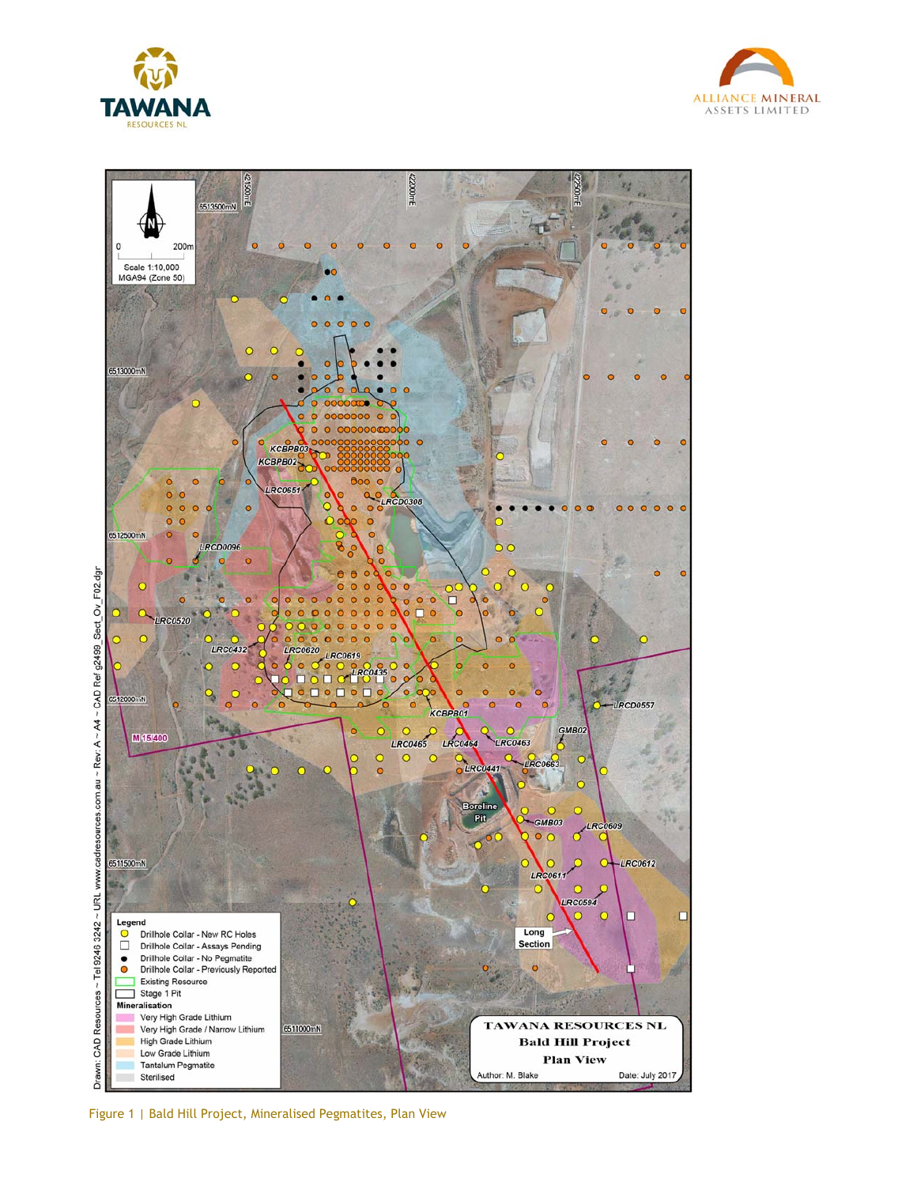Figure 1 | Bald Hill Project, Mineralised Pegmatites, Plan View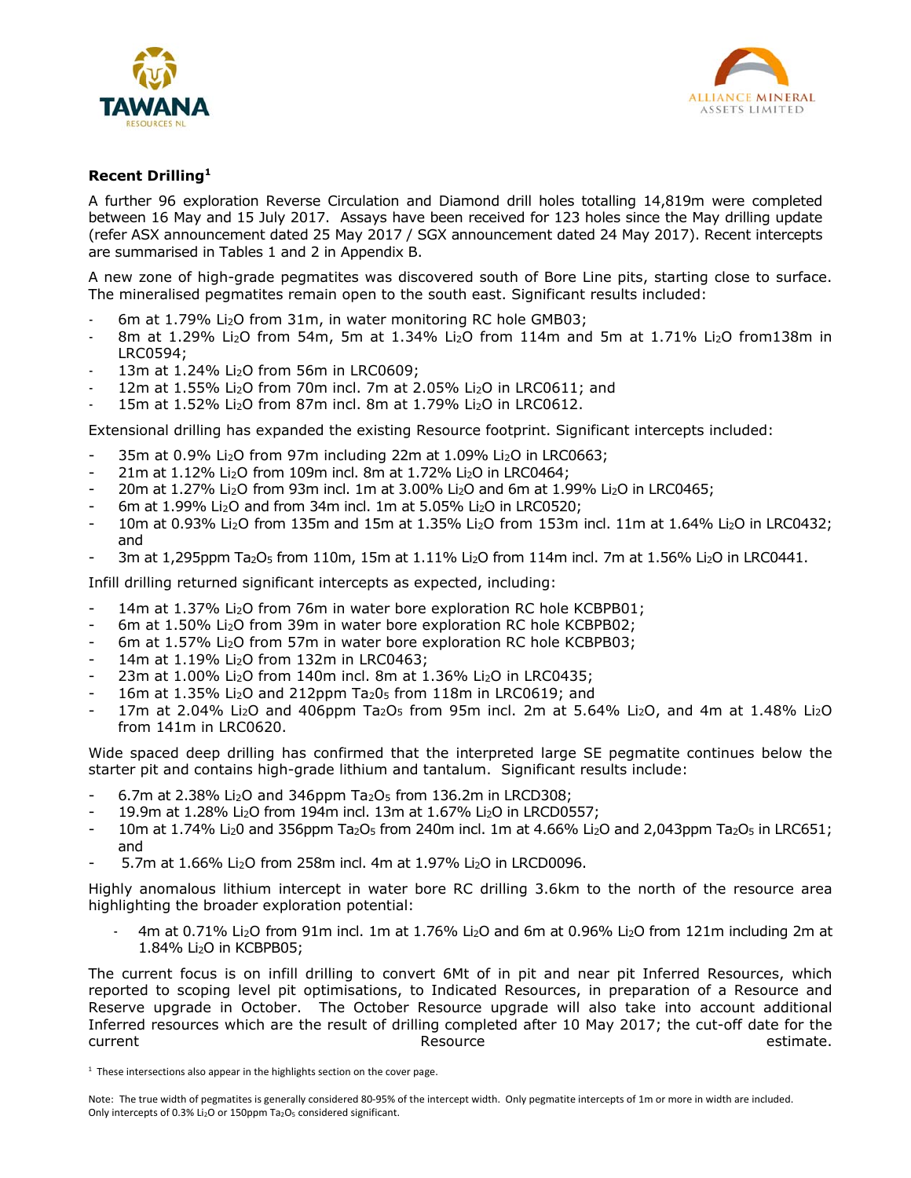### Recent Drilling[1]

A further 96 exploration Reverse Circulation and Diamond drill holes totalling 14,819m were completed between 16 May and 15 July 2017. Assays have been received for 123 holes since the May drilling update (refer ASX announcement dated 25 May 2017 / SGX announcement dated 24 May 2017). Recent intercepts are summarised in Tables 1 and 2 in Appendix B.

A new zone of high-grade pegmatites was discovered south of Bore Line pits, starting close to surface. The mineralised pegmatites remain open to the south east. Significant results included:

- 6m at 1.79% $Li_2O$ from 31m, in water monitoring RC hole GMB03;
- 8m at 1.29% $Li_2O$ from 54m, 5m at 1.34% $Li_2O$ from 114m and 5m at 1.71% $Li_2O$ from138m in LRC0594;
- 13m at 1.24% $Li_2O$ from 56m in LRC0609;
- 12m at 1.55% $Li_2O$ from 70m incl. 7m at 2.05% $Li_2O$ in LRC0611; and
- 15m at 1.52% $Li_2O$ from 87m incl. 8m at 1.79% $Li_2O$ in LRC0612.

Extensional drilling has expanded the existing Resource footprint. Significant intercepts included:

- 35m at 0.9% $Li_2O$ from 97m including 22m at 1.09% $Li_2O$ in LRC0663;
- 21m at 1.12% $Li_2O$ from 109m incl. 8m at 1.72% $Li_2O$ in LRC0464;
- 20m at 1.27% $Li_2O$ from 93m incl. 1m at 3.00% $Li_2O$ and 6m at 1.99% $Li_2O$ in LRC0465;
- 6m at 1.99% $Li_2O$ and from 34m incl. 1m at 5.05% $Li_2O$ in LRC0520;
- 10m at 0.93% $Li_2O$ from 135m and 15m at 1.35% $Li_2O$ from 153m incl. 11m at 1.64% $Li_2O$ in LRC0432; and
- 3m at 1,295ppm $Ta_2O_5$ from 110m, 15m at 1.11% $Li_2O$ from 114m incl. 7m at 1.56% $Li_2O$ in LRC0441.

Infill drilling returned significant intercepts as expected, including:

- 14m at 1.37% $Li_2O$ from 76m in water bore exploration RC hole KCBPB01;
- 6m at 1.50% $Li_2O$ from 39m in water bore exploration RC hole KCBPB02;
- 6m at 1.57% $Li_2O$ from 57m in water bore exploration RC hole KCBPB03;
- 14m at 1.19% $Li_2O$ from 132m in LRC0463;
- 23m at 1.00% $Li_2O$ from 140m incl. 8m at 1.36% $Li_2O$ in LRC0435;
- 16m at 1.35% $Li_2O$ and 212ppm $Ta_2O_5$ from 118m in LRC0619; and
- 17m at 2.04% $Li_2O$ and 406ppm $Ta_2O_5$ from 95m incl. 2m at 5.64% $Li_2O$, and 4m at 1.48% $Li_2O$ from 141m in LRC0620.

Wide spaced deep drilling has confirmed that the interpreted large SE pegmatite continues below the starter pit and contains high-grade lithium and tantalum. Significant results include:

- 6.7m at 2.38% $Li_2O$ and 346ppm $Ta_2O_5$ from 136.2m in LRCD308;
- 19.9m at 1.28% $Li_2O$ from 194m incl. 13m at 1.67% $Li_2O$ in LRCD0557;
- 10m at 1.74% $Li_2O$ and 356ppm $Ta_2O_5$ from 240m incl. 1m at 4.66% $Li_2O$ and 2,043ppm $Ta_2O_5$ in LRC651; and
- 5.7m at 1.66% $Li_2O$ from 258m incl. 4m at 1.97% $Li_2O$ in LRCD0096.

Highly anomalous lithium intercept in water bore RC drilling 3.6km to the north of the resource area highlighting the broader exploration potential:

- 4m at 0.71% $Li_2O$ from 91m incl. 1m at 1.76% $Li_2O$ and 6m at 0.96% $Li_2O$ from 121m including 2m at 1.84% $Li_2O$ in KCBPB05;

The current focus is on infill drilling to convert 6Mt of in pit and near pit Inferred Resources, which reported to scoping level pit optimisations, to Indicated Resources, in preparation of a Resource and Reserve upgrade in October. The October Resource upgrade will also take into account additional Inferred resources which are the result of drilling completed after 10 May 2017; the cut-off date for the current Resource estimate.

[1] These intersections also appear in the highlights section on the cover page.

Note: The true width of pegmatites is generally considered 80-95% of the intercept width. Only pegmatite intercepts of 1m or more in width are included. Only intercepts of 0.3% $Li_2O$ or 150ppm $Ta_2O_5$ considered significant.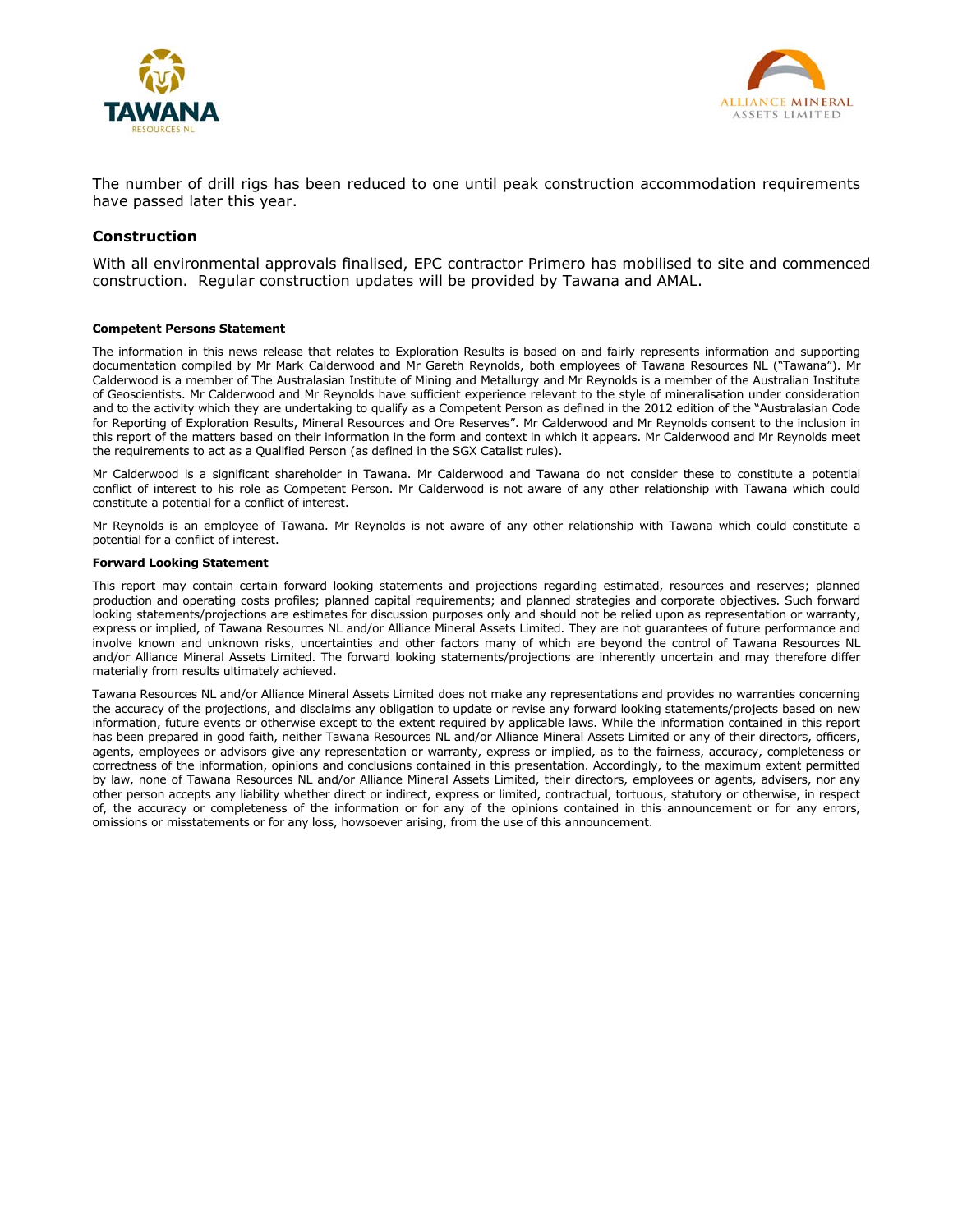The number of drill rigs has been reduced to one until peak construction accommodation requirements have passed later this year.

## Construction

With all environmental approvals finalised, EPC contractor Primero has mobilised to site and commenced construction. Regular construction updates will be provided by Tawana and AMAL.

#### Competent Persons Statement

The information in this news release that relates to Exploration Results is based on and fairly represents information and supporting documentation compiled by Mr Mark Calderwood and Mr Gareth Reynolds, both employees of Tawana Resources NL ("Tawana"). Mr Calderwood is a member of The Australasian Institute of Mining and Metallurgy and Mr Reynolds is a member of the Australian Institute of Geoscientists. Mr Calderwood and Mr Reynolds have sufficient experience relevant to the style of mineralisation under consideration and to the activity which they are undertaking to qualify as a Competent Person as defined in the 2012 edition of the "Australasian Code for Reporting of Exploration Results, Mineral Resources and Ore Reserves". Mr Calderwood and Mr Reynolds consent to the inclusion in this report of the matters based on their information in the form and context in which it appears. Mr Calderwood and Mr Reynolds meet the requirements to act as a Qualified Person (as defined in the SGX Catalist rules).

Mr Calderwood is a significant shareholder in Tawana. Mr Calderwood and Tawana do not consider these to constitute a potential conflict of interest to his role as Competent Person. Mr Calderwood is not aware of any other relationship with Tawana which could constitute a potential for a conflict of interest.

Mr Reynolds is an employee of Tawana. Mr Reynolds is not aware of any other relationship with Tawana which could constitute a potential for a conflict of interest.

#### Forward Looking Statement

This report may contain certain forward looking statements and projections regarding estimated, resources and reserves; planned production and operating costs profiles; planned capital requirements; and planned strategies and corporate objectives. Such forward looking statements/projections are estimates for discussion purposes only and should not be relied upon as representation or warranty, express or implied, of Tawana Resources NL and/or Alliance Mineral Assets Limited. They are not guarantees of future performance and involve known and unknown risks, uncertainties and other factors many of which are beyond the control of Tawana Resources NL and/or Alliance Mineral Assets Limited. The forward looking statements/projections are inherently uncertain and may therefore differ materially from results ultimately achieved.

Tawana Resources NL and/or Alliance Mineral Assets Limited does not make any representations and provides no warranties concerning the accuracy of the projections, and disclaims any obligation to update or revise any forward looking statements/projects based on new information, future events or otherwise except to the extent required by applicable laws. While the information contained in this report has been prepared in good faith, neither Tawana Resources NL and/or Alliance Mineral Assets Limited or any of their directors, officers, agents, employees or advisors give any representation or warranty, express or implied, as to the fairness, accuracy, completeness or correctness of the information, opinions and conclusions contained in this presentation. Accordingly, to the maximum extent permitted by law, none of Tawana Resources NL and/or Alliance Mineral Assets Limited, their directors, employees or agents, advisers, nor any other person accepts any liability whether direct or indirect, express or limited, contractual, tortuous, statutory or otherwise, in respect of, the accuracy or completeness of the information or for any of the opinions contained in this announcement or for any errors, omissions or misstatements or for any loss, howsoever arising, from the use of this announcement.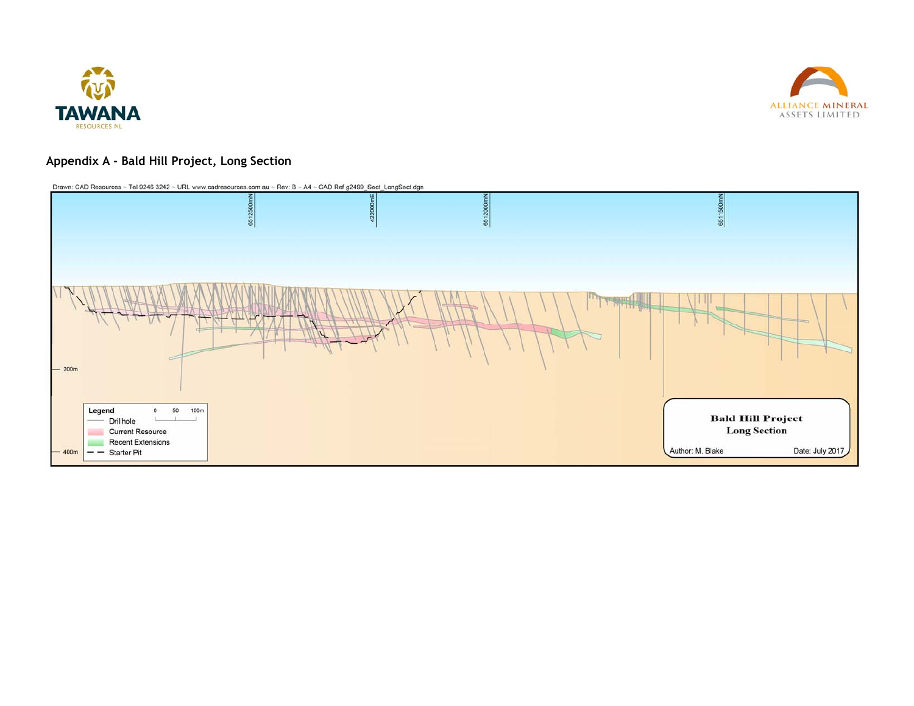## Appendix A - Bald Hill Project, Long Section

Drawn: CAD Resources ~ Tel 9246 3242 ~ URL www.cadresources.com.au ~ Rev: B ~ A4 ~ CAD Ref g2499_Sect_LongSect.dgn

6512500mN

422000mE

6512000mN

6511500mN

200m

400m

Legend

0 50 100m

Drillhole

Current Resource

Recent Extensions

Starter Pit

Bald Hill Project

Long Section

Author: M. Blake

Date: July 2017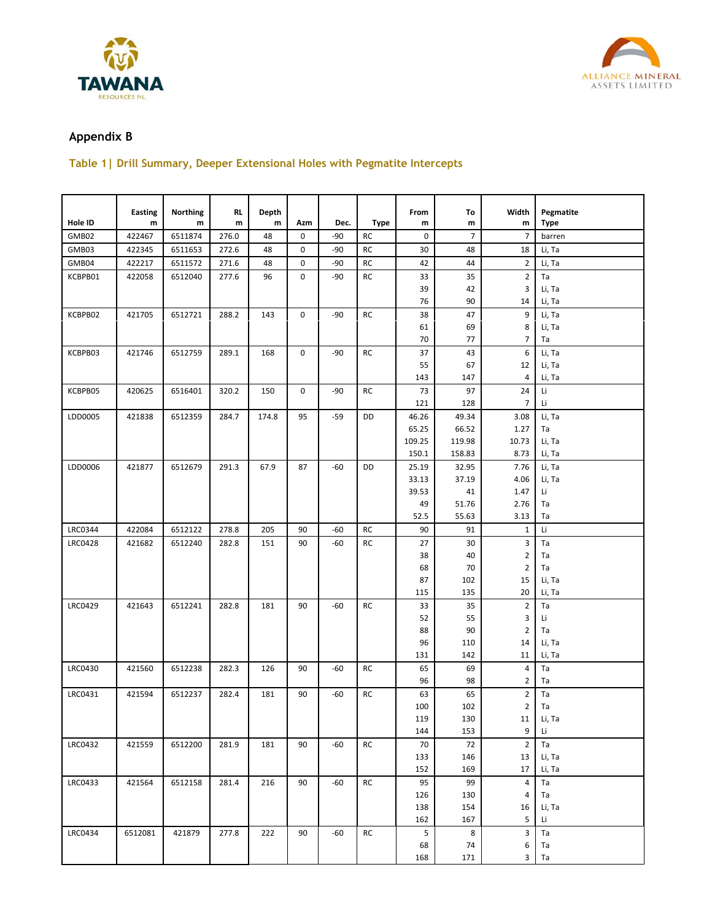## Appendix B

### Table 1| Drill Summary, Deeper Extensional Holes with Pegmatite Intercepts

| Hole ID | Easting m | Northing m | RL m | Depth m | Azm | Dec. | Type | From m | To m | Width m | Pegmatite Type |
|---|---|---|---|---|---|---|---|---|---|---|---|
| GMB02 | 422467 | 6511874 | 276.0 | 48 | 0 | -90 | RC | 0 | 7 | 7 | barren |
| GMB03 | 422345 | 6511653 | 272.6 | 48 | 0 | -90 | RC | 30 | 48 | 18 | Li, Ta |
| GMB04 | 422217 | 6511572 | 271.6 | 48 | 0 | -90 | RC | 42 | 44 | 2 | Li, Ta |
| KCBPB01 | 422058 | 6512040 | 277.6 | 96 | 0 | -90 | RC | 33 | 35 | 2 | Ta |
| | | | | | | | | 39 | 42 | 3 | Li, Ta |
| | | | | | | | | 76 | 90 | 14 | Li, Ta |
| KCBPB02 | 421705 | 6512721 | 288.2 | 143 | 0 | -90 | RC | 38 | 47 | 9 | Li, Ta |
| | | | | | | | | 61 | 69 | 8 | Li, Ta |
| | | | | | | | | 70 | 77 | 7 | Ta |
| KCBPB03 | 421746 | 6512759 | 289.1 | 168 | 0 | -90 | RC | 37 | 43 | 6 | Li, Ta |
| | | | | | | | | 55 | 67 | 12 | Li, Ta |
| | | | | | | | | 143 | 147 | 4 | Li, Ta |
| KCBPB05 | 420625 | 6516401 | 320.2 | 150 | 0 | -90 | RC | 73 | 97 | 24 | Li |
| | | | | | | | | 121 | 128 | 7 | Li |
| LDD0005 | 421838 | 6512359 | 284.7 | 174.8 | 95 | -59 | DD | 46.26 | 49.34 | 3.08 | Li, Ta |
| | | | | | | | | 65.25 | 66.52 | 1.27 | Ta |
| | | | | | | | | 109.25 | 119.98 | 10.73 | Li, Ta |
| | | | | | | | | 150.1 | 158.83 | 8.73 | Li, Ta |
| LDD0006 | 421877 | 6512679 | 291.3 | 67.9 | 87 | -60 | DD | 25.19 | 32.95 | 7.76 | Li, Ta |
| | | | | | | | | 33.13 | 37.19 | 4.06 | Li, Ta |
| | | | | | | | | 39.53 | 41 | 1.47 | Li |
| | | | | | | | | 49 | 51.76 | 2.76 | Ta |
| | | | | | | | | 52.5 | 55.63 | 3.13 | Ta |
| LRC0344 | 422084 | 6512122 | 278.8 | 205 | 90 | -60 | RC | 90 | 91 | 1 | Li |
| LRC0428 | 421682 | 6512240 | 282.8 | 151 | 90 | -60 | RC | 27 | 30 | 3 | Ta |
| | | | | | | | | 38 | 40 | 2 | Ta |
| | | | | | | | | 68 | 70 | 2 | Ta |
| | | | | | | | | 87 | 102 | 15 | Li, Ta |
| | | | | | | | | 115 | 135 | 20 | Li, Ta |
| LRC0429 | 421643 | 6512241 | 282.8 | 181 | 90 | -60 | RC | 33 | 35 | 2 | Ta |
| | | | | | | | | 52 | 55 | 3 | Li |
| | | | | | | | | 88 | 90 | 2 | Ta |
| | | | | | | | | 96 | 110 | 14 | Li, Ta |
| | | | | | | | | 131 | 142 | 11 | Li, Ta |
| LRC0430 | 421560 | 6512238 | 282.3 | 126 | 90 | -60 | RC | 65 | 69 | 4 | Ta |
| | | | | | | | | 96 | 98 | 2 | Ta |
| LRC0431 | 421594 | 6512237 | 282.4 | 181 | 90 | -60 | RC | 63 | 65 | 2 | Ta |
| | | | | | | | | 100 | 102 | 2 | Ta |
| | | | | | | | | 119 | 130 | 11 | Li, Ta |
| | | | | | | | | 144 | 153 | 9 | Li |
| LRC0432 | 421559 | 6512200 | 281.9 | 181 | 90 | -60 | RC | 70 | 72 | 2 | Ta |
| | | | | | | | | 133 | 146 | 13 | Li, Ta |
| | | | | | | | | 152 | 169 | 17 | Li, Ta |
| LRC0433 | 421564 | 6512158 | 281.4 | 216 | 90 | -60 | RC | 95 | 99 | 4 | Ta |
| | | | | | | | | 126 | 130 | 4 | Ta |
| | | | | | | | | 138 | 154 | 16 | Li, Ta |
| | | | | | | | | 162 | 167 | 5 | Li |
| LRC0434 | 6512081 | 421879 | 277.8 | 222 | 90 | -60 | RC | 5 | 8 | 3 | Ta |
| | | | | | | | | 68 | 74 | 6 | Ta |
| | | | | | | | | 168 | 171 | 3 | Ta |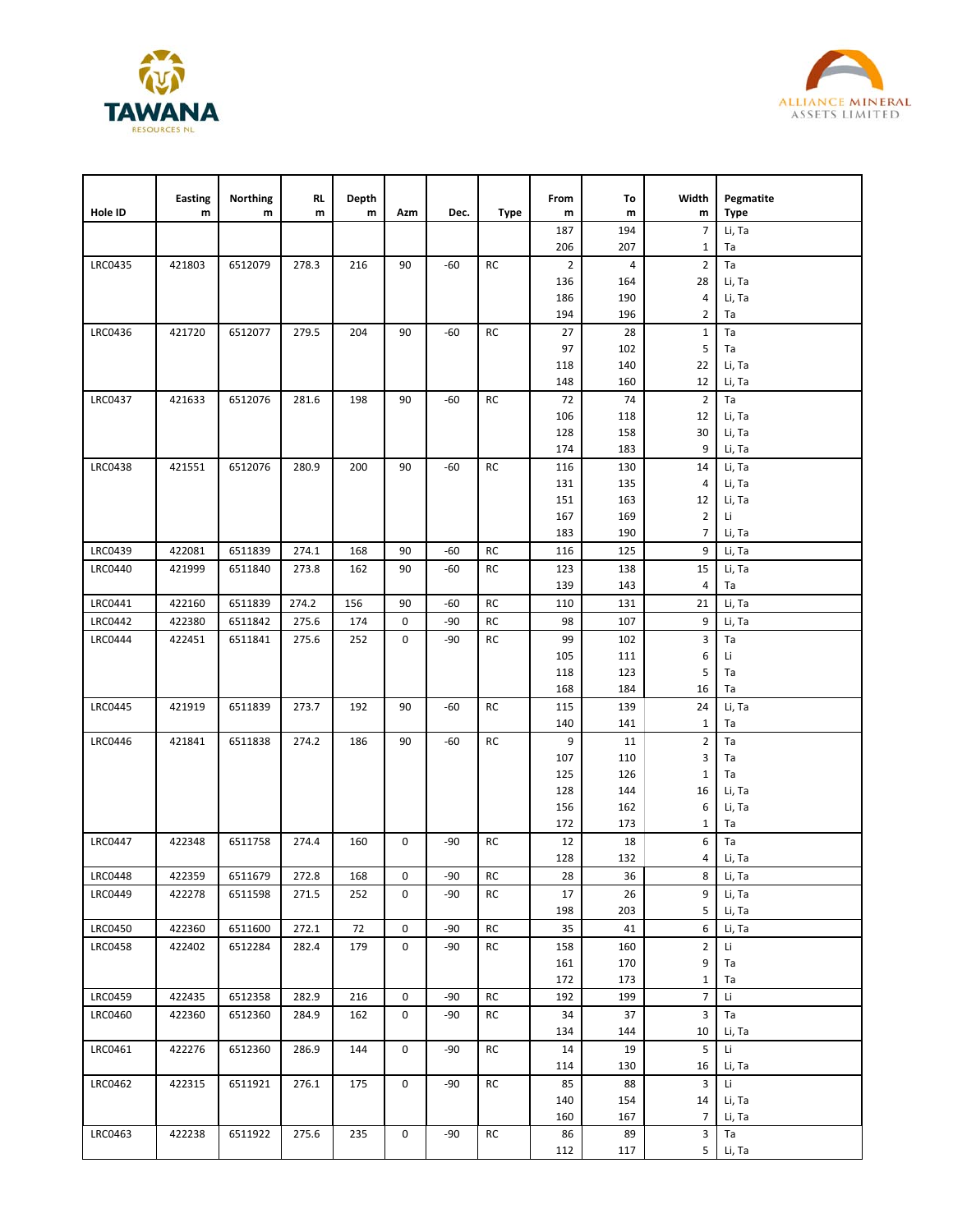| Hole ID | Easting m | Northing m | RL m | Depth m | Azm | Dec. | Type | From m | To m | Width m | Pegmatite Type |
|---|---|---|---|---|---|---|---|---|---|---|---|
| | | | | | | | | 187 | 194 | 7 | Li, Ta |
| | | | | | | | | 206 | 207 | 1 | Ta |
| LRC0435 | 421803 | 6512079 | 278.3 | 216 | 90 | -60 | RC | 2 | 4 | 2 | Ta |
| | | | | | | | | 136 | 164 | 28 | Li, Ta |
| | | | | | | | | 186 | 190 | 4 | Li, Ta |
| | | | | | | | | 194 | 196 | 2 | Ta |
| LRC0436 | 421720 | 6512077 | 279.5 | 204 | 90 | -60 | RC | 27 | 28 | 1 | Ta |
| | | | | | | | | 97 | 102 | 5 | Ta |
| | | | | | | | | 118 | 140 | 22 | Li, Ta |
| | | | | | | | | 148 | 160 | 12 | Li, Ta |
| LRC0437 | 421633 | 6512076 | 281.6 | 198 | 90 | -60 | RC | 72 | 74 | 2 | Ta |
| | | | | | | | | 106 | 118 | 12 | Li, Ta |
| | | | | | | | | 128 | 158 | 30 | Li, Ta |
| | | | | | | | | 174 | 183 | 9 | Li, Ta |
| LRC0438 | 421551 | 6512076 | 280.9 | 200 | 90 | -60 | RC | 116 | 130 | 14 | Li, Ta |
| | | | | | | | | 131 | 135 | 4 | Li, Ta |
| | | | | | | | | 151 | 163 | 12 | Li, Ta |
| | | | | | | | | 167 | 169 | 2 | Li |
| | | | | | | | | 183 | 190 | 7 | Li, Ta |
| LRC0439 | 422081 | 6511839 | 274.1 | 168 | 90 | -60 | RC | 116 | 125 | 9 | Li, Ta |
| LRC0440 | 421999 | 6511840 | 273.8 | 162 | 90 | -60 | RC | 123 | 138 | 15 | Li, Ta |
| | | | | | | | | 139 | 143 | 4 | Ta |
| LRC0441 | 422160 | 6511839 | 274.2 | 156 | 90 | -60 | RC | 110 | 131 | 21 | Li, Ta |
| LRC0442 | 422380 | 6511842 | 275.6 | 174 | 0 | -90 | RC | 98 | 107 | 9 | Li, Ta |
| LRC0444 | 422451 | 6511841 | 275.6 | 252 | 0 | -90 | RC | 99 | 102 | 3 | Ta |
| | | | | | | | | 105 | 111 | 6 | Li |
| | | | | | | | | 118 | 123 | 5 | Ta |
| | | | | | | | | 168 | 184 | 16 | Ta |
| LRC0445 | 421919 | 6511839 | 273.7 | 192 | 90 | -60 | RC | 115 | 139 | 24 | Li, Ta |
| | | | | | | | | 140 | 141 | 1 | Ta |
| LRC0446 | 421841 | 6511838 | 274.2 | 186 | 90 | -60 | RC | 9 | 11 | 2 | Ta |
| | | | | | | | | 107 | 110 | 3 | Ta |
| | | | | | | | | 125 | 126 | 1 | Ta |
| | | | | | | | | 128 | 144 | 16 | Li, Ta |
| | | | | | | | | 156 | 162 | 6 | Li, Ta |
| | | | | | | | | 172 | 173 | 1 | Ta |
| LRC0447 | 422348 | 6511758 | 274.4 | 160 | 0 | -90 | RC | 12 | 18 | 6 | Ta |
| | | | | | | | | 128 | 132 | 4 | Li, Ta |
| LRC0448 | 422359 | 6511679 | 272.8 | 168 | 0 | -90 | RC | 28 | 36 | 8 | Li, Ta |
| LRC0449 | 422278 | 6511598 | 271.5 | 252 | 0 | -90 | RC | 17 | 26 | 9 | Li, Ta |
| | | | | | | | | 198 | 203 | 5 | Li, Ta |
| LRC0450 | 422360 | 6511600 | 272.1 | 72 | 0 | -90 | RC | 35 | 41 | 6 | Li, Ta |
| LRC0458 | 422402 | 6512284 | 282.4 | 179 | 0 | -90 | RC | 158 | 160 | 2 | Li |
| | | | | | | | | 161 | 170 | 9 | Ta |
| | | | | | | | | 172 | 173 | 1 | Ta |
| LRC0459 | 422435 | 6512358 | 282.9 | 216 | 0 | -90 | RC | 192 | 199 | 7 | Li |
| LRC0460 | 422360 | 6512360 | 284.9 | 162 | 0 | -90 | RC | 34 | 37 | 3 | Ta |
| | | | | | | | | 134 | 144 | 10 | Li, Ta |
| LRC0461 | 422276 | 6512360 | 286.9 | 144 | 0 | -90 | RC | 14 | 19 | 5 | Li |
| | | | | | | | | 114 | 130 | 16 | Li, Ta |
| LRC0462 | 422315 | 6511921 | 276.1 | 175 | 0 | -90 | RC | 85 | 88 | 3 | Li |
| | | | | | | | | 140 | 154 | 14 | Li, Ta |
| | | | | | | | | 160 | 167 | 7 | Li, Ta |
| LRC0463 | 422238 | 6511922 | 275.6 | 235 | 0 | -90 | RC | 86 | 89 | 3 | Ta |
| | | | | | | | | 112 | 117 | 5 | Li, Ta |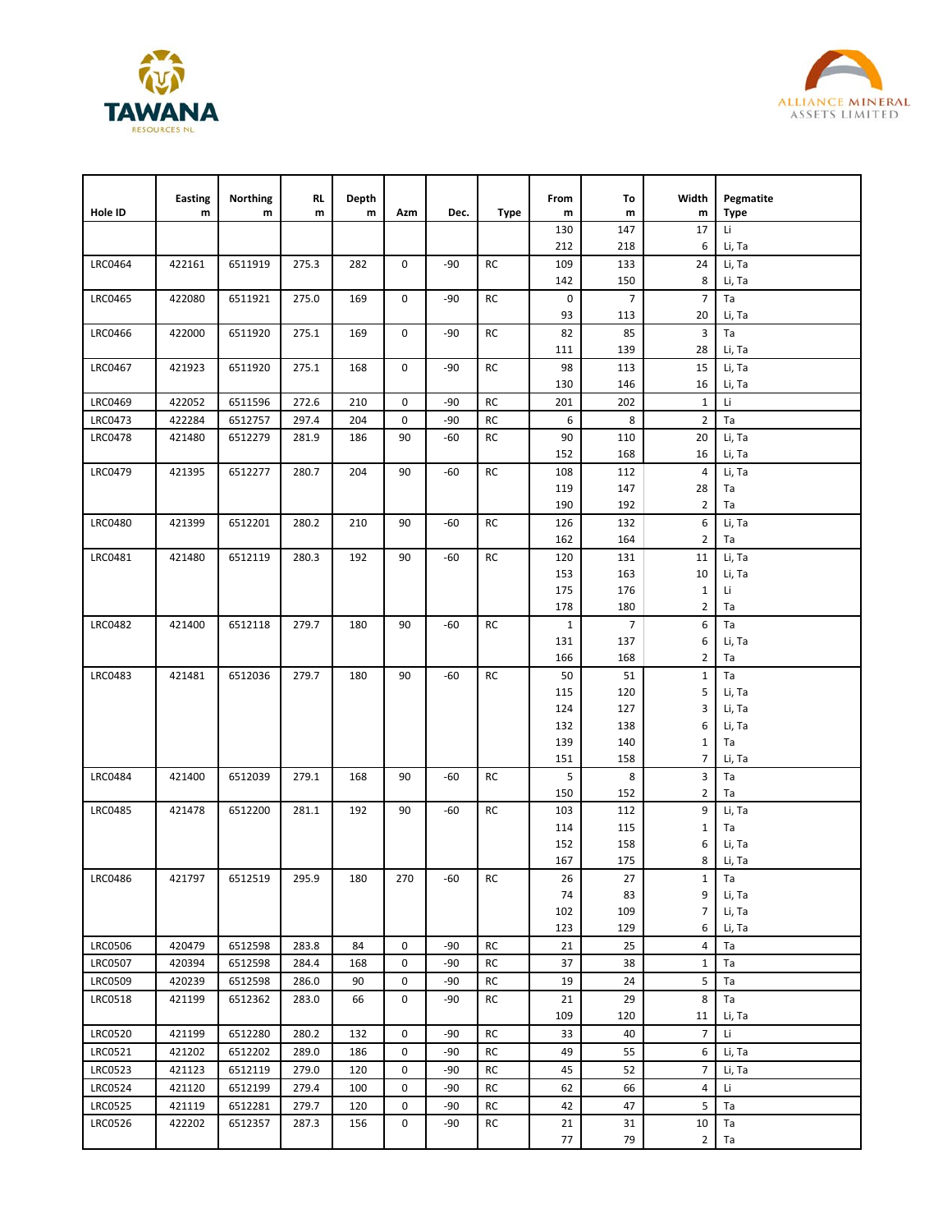| Hole ID | Easting m | Northing m | RL m | Depth m | Azm | Dec. | Type | From m | To m | Width m | Pegmatite Type |
|---|---|---|---|---|---|---|---|---|---|---|---|
| | | | | | | | | 130 | 147 | 17 | Li |
| | | | | | | | | 212 | 218 | 6 | Li, Ta |
| LRC0464 | 422161 | 6511919 | 275.3 | 282 | 0 | -90 | RC | 109 | 133 | 24 | Li, Ta |
| | | | | | | | | 142 | 150 | 8 | Li, Ta |
| LRC0465 | 422080 | 6511921 | 275.0 | 169 | 0 | -90 | RC | 0 | 7 | 7 | Ta |
| | | | | | | | | 93 | 113 | 20 | Li, Ta |
| LRC0466 | 422000 | 6511920 | 275.1 | 169 | 0 | -90 | RC | 82 | 85 | 3 | Ta |
| | | | | | | | | 111 | 139 | 28 | Li, Ta |
| LRC0467 | 421923 | 6511920 | 275.1 | 168 | 0 | -90 | RC | 98 | 113 | 15 | Li, Ta |
| | | | | | | | | 130 | 146 | 16 | Li, Ta |
| LRC0469 | 422052 | 6511596 | 272.6 | 210 | 0 | -90 | RC | 201 | 202 | 1 | Li |
| LRC0473 | 422284 | 6512757 | 297.4 | 204 | 0 | -90 | RC | 6 | 8 | 2 | Ta |
| LRC0478 | 421480 | 6512279 | 281.9 | 186 | 90 | -60 | RC | 90 | 110 | 20 | Li, Ta |
| | | | | | | | | 152 | 168 | 16 | Li, Ta |
| LRC0479 | 421395 | 6512277 | 280.7 | 204 | 90 | -60 | RC | 108 | 112 | 4 | Li, Ta |
| | | | | | | | | 119 | 147 | 28 | Ta |
| | | | | | | | | 190 | 192 | 2 | Ta |
| LRC0480 | 421399 | 6512201 | 280.2 | 210 | 90 | -60 | RC | 126 | 132 | 6 | Li, Ta |
| | | | | | | | | 162 | 164 | 2 | Ta |
| LRC0481 | 421480 | 6512119 | 280.3 | 192 | 90 | -60 | RC | 120 | 131 | 11 | Li, Ta |
| | | | | | | | | 153 | 163 | 10 | Li, Ta |
| | | | | | | | | 175 | 176 | 1 | Li |
| | | | | | | | | 178 | 180 | 2 | Ta |
| LRC0482 | 421400 | 6512118 | 279.7 | 180 | 90 | -60 | RC | 1 | 7 | 6 | Ta |
| | | | | | | | | 131 | 137 | 6 | Li, Ta |
| | | | | | | | | 166 | 168 | 2 | Ta |
| LRC0483 | 421481 | 6512036 | 279.7 | 180 | 90 | -60 | RC | 50 | 51 | 1 | Ta |
| | | | | | | | | 115 | 120 | 5 | Li, Ta |
| | | | | | | | | 124 | 127 | 3 | Li, Ta |
| | | | | | | | | 132 | 138 | 6 | Li, Ta |
| | | | | | | | | 139 | 140 | 1 | Ta |
| | | | | | | | | 151 | 158 | 7 | Li, Ta |
| LRC0484 | 421400 | 6512039 | 279.1 | 168 | 90 | -60 | RC | 5 | 8 | 3 | Ta |
| | | | | | | | | 150 | 152 | 2 | Ta |
| LRC0485 | 421478 | 6512200 | 281.1 | 192 | 90 | -60 | RC | 103 | 112 | 9 | Li, Ta |
| | | | | | | | | 114 | 115 | 1 | Ta |
| | | | | | | | | 152 | 158 | 6 | Li, Ta |
| | | | | | | | | 167 | 175 | 8 | Li, Ta |
| LRC0486 | 421797 | 6512519 | 295.9 | 180 | 270 | -60 | RC | 26 | 27 | 1 | Ta |
| | | | | | | | | 74 | 83 | 9 | Li, Ta |
| | | | | | | | | 102 | 109 | 7 | Li, Ta |
| | | | | | | | | 123 | 129 | 6 | Li, Ta |
| LRC0506 | 420479 | 6512598 | 283.8 | 84 | 0 | -90 | RC | 21 | 25 | 4 | Ta |
| LRC0507 | 420394 | 6512598 | 284.4 | 168 | 0 | -90 | RC | 37 | 38 | 1 | Ta |
| LRC0509 | 420239 | 6512598 | 286.0 | 90 | 0 | -90 | RC | 19 | 24 | 5 | Ta |
| LRC0518 | 421199 | 6512362 | 283.0 | 66 | 0 | -90 | RC | 21 | 29 | 8 | Ta |
| | | | | | | | | 109 | 120 | 11 | Li, Ta |
| LRC0520 | 421199 | 6512280 | 280.2 | 132 | 0 | -90 | RC | 33 | 40 | 7 | Li |
| LRC0521 | 421202 | 6512202 | 289.0 | 186 | 0 | -90 | RC | 49 | 55 | 6 | Li, Ta |
| LRC0523 | 421123 | 6512119 | 279.0 | 120 | 0 | -90 | RC | 45 | 52 | 7 | Li, Ta |
| LRC0524 | 421120 | 6512199 | 279.4 | 100 | 0 | -90 | RC | 62 | 66 | 4 | Li |
| LRC0525 | 421119 | 6512281 | 279.7 | 120 | 0 | -90 | RC | 42 | 47 | 5 | Ta |
| LRC0526 | 422202 | 6512357 | 287.3 | 156 | 0 | -90 | RC | 21 | 31 | 10 | Ta |
| | | | | | | | | 77 | 79 | 2 | Ta |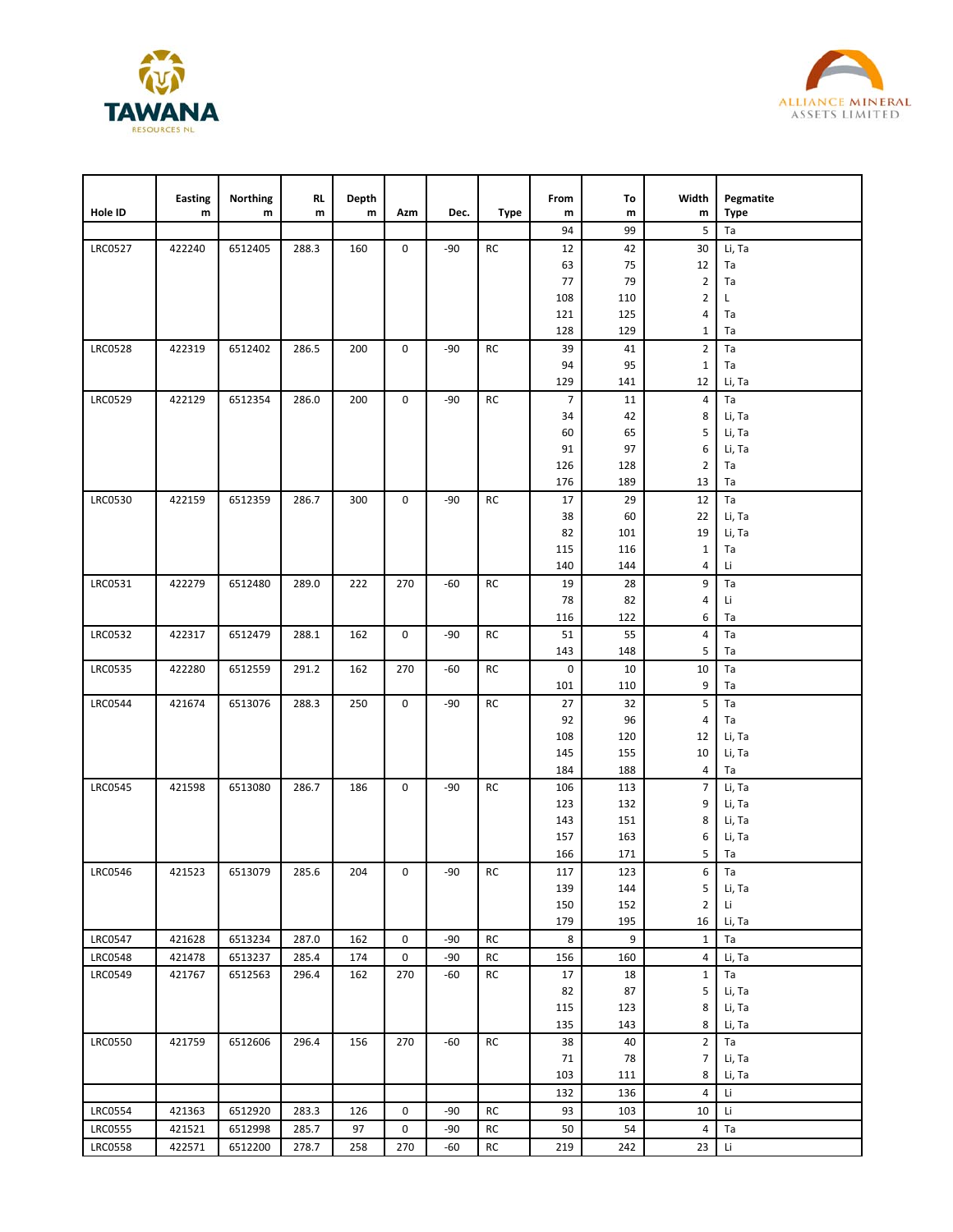| Hole ID | Easting m | Northing m | RL m | Depth m | Azm | Dec. | Type | From m | To m | Width m | Pegmatite Type |
|---|---|---|---|---|---|---|---|---|---|---|---|
| | | | | | | | | 94 | 99 | 5 | Ta |
| LRC0527 | 422240 | 6512405 | 288.3 | 160 | 0 | -90 | RC | 12 | 42 | 30 | Li, Ta |
| | | | | | | | | 63 | 75 | 12 | Ta |
| | | | | | | | | 77 | 79 | 2 | Ta |
| | | | | | | | | 108 | 110 | 2 | L |
| | | | | | | | | 121 | 125 | 4 | Ta |
| | | | | | | | | 128 | 129 | 1 | Ta |
| LRC0528 | 422319 | 6512402 | 286.5 | 200 | 0 | -90 | RC | 39 | 41 | 2 | Ta |
| | | | | | | | | 94 | 95 | 1 | Ta |
| | | | | | | | | 129 | 141 | 12 | Li, Ta |
| LRC0529 | 422129 | 6512354 | 286.0 | 200 | 0 | -90 | RC | 7 | 11 | 4 | Ta |
| | | | | | | | | 34 | 42 | 8 | Li, Ta |
| | | | | | | | | 60 | 65 | 5 | Li, Ta |
| | | | | | | | | 91 | 97 | 6 | Li, Ta |
| | | | | | | | | 126 | 128 | 2 | Ta |
| | | | | | | | | 176 | 189 | 13 | Ta |
| LRC0530 | 422159 | 6512359 | 286.7 | 300 | 0 | -90 | RC | 17 | 29 | 12 | Ta |
| | | | | | | | | 38 | 60 | 22 | Li, Ta |
| | | | | | | | | 82 | 101 | 19 | Li, Ta |
| | | | | | | | | 115 | 116 | 1 | Ta |
| | | | | | | | | 140 | 144 | 4 | Li |
| LRC0531 | 422279 | 6512480 | 289.0 | 222 | 270 | -60 | RC | 19 | 28 | 9 | Ta |
| | | | | | | | | 78 | 82 | 4 | Li |
| | | | | | | | | 116 | 122 | 6 | Ta |
| LRC0532 | 422317 | 6512479 | 288.1 | 162 | 0 | -90 | RC | 51 | 55 | 4 | Ta |
| | | | | | | | | 143 | 148 | 5 | Ta |
| LRC0535 | 422280 | 6512559 | 291.2 | 162 | 270 | -60 | RC | 0 | 10 | 10 | Ta |
| | | | | | | | | 101 | 110 | 9 | Ta |
| LRC0544 | 421674 | 6513076 | 288.3 | 250 | 0 | -90 | RC | 27 | 32 | 5 | Ta |
| | | | | | | | | 92 | 96 | 4 | Ta |
| | | | | | | | | 108 | 120 | 12 | Li, Ta |
| | | | | | | | | 145 | 155 | 10 | Li, Ta |
| | | | | | | | | 184 | 188 | 4 | Ta |
| LRC0545 | 421598 | 6513080 | 286.7 | 186 | 0 | -90 | RC | 106 | 113 | 7 | Li, Ta |
| | | | | | | | | 123 | 132 | 9 | Li, Ta |
| | | | | | | | | 143 | 151 | 8 | Li, Ta |
| | | | | | | | | 157 | 163 | 6 | Li, Ta |
| | | | | | | | | 166 | 171 | 5 | Ta |
| LRC0546 | 421523 | 6513079 | 285.6 | 204 | 0 | -90 | RC | 117 | 123 | 6 | Ta |
| | | | | | | | | 139 | 144 | 5 | Li, Ta |
| | | | | | | | | 150 | 152 | 2 | Li |
| | | | | | | | | 179 | 195 | 16 | Li, Ta |
| LRC0547 | 421628 | 6513234 | 287.0 | 162 | 0 | -90 | RC | 8 | 9 | 1 | Ta |
| LRC0548 | 421478 | 6513237 | 285.4 | 174 | 0 | -90 | RC | 156 | 160 | 4 | Li, Ta |
| LRC0549 | 421767 | 6512563 | 296.4 | 162 | 270 | -60 | RC | 17 | 18 | 1 | Ta |
| | | | | | | | | 82 | 87 | 5 | Li, Ta |
| | | | | | | | | 115 | 123 | 8 | Li, Ta |
| | | | | | | | | 135 | 143 | 8 | Li, Ta |
| LRC0550 | 421759 | 6512606 | 296.4 | 156 | 270 | -60 | RC | 38 | 40 | 2 | Ta |
| | | | | | | | | 71 | 78 | 7 | Li, Ta |
| | | | | | | | | 103 | 111 | 8 | Li, Ta |
| | | | | | | | | 132 | 136 | 4 | Li |
| LRC0554 | 421363 | 6512920 | 283.3 | 126 | 0 | -90 | RC | 93 | 103 | 10 | Li |
| LRC0555 | 421521 | 6512998 | 285.7 | 97 | 0 | -90 | RC | 50 | 54 | 4 | Ta |
| LRC0558 | 422571 | 6512200 | 278.7 | 258 | 270 | -60 | RC | 219 | 242 | 23 | Li |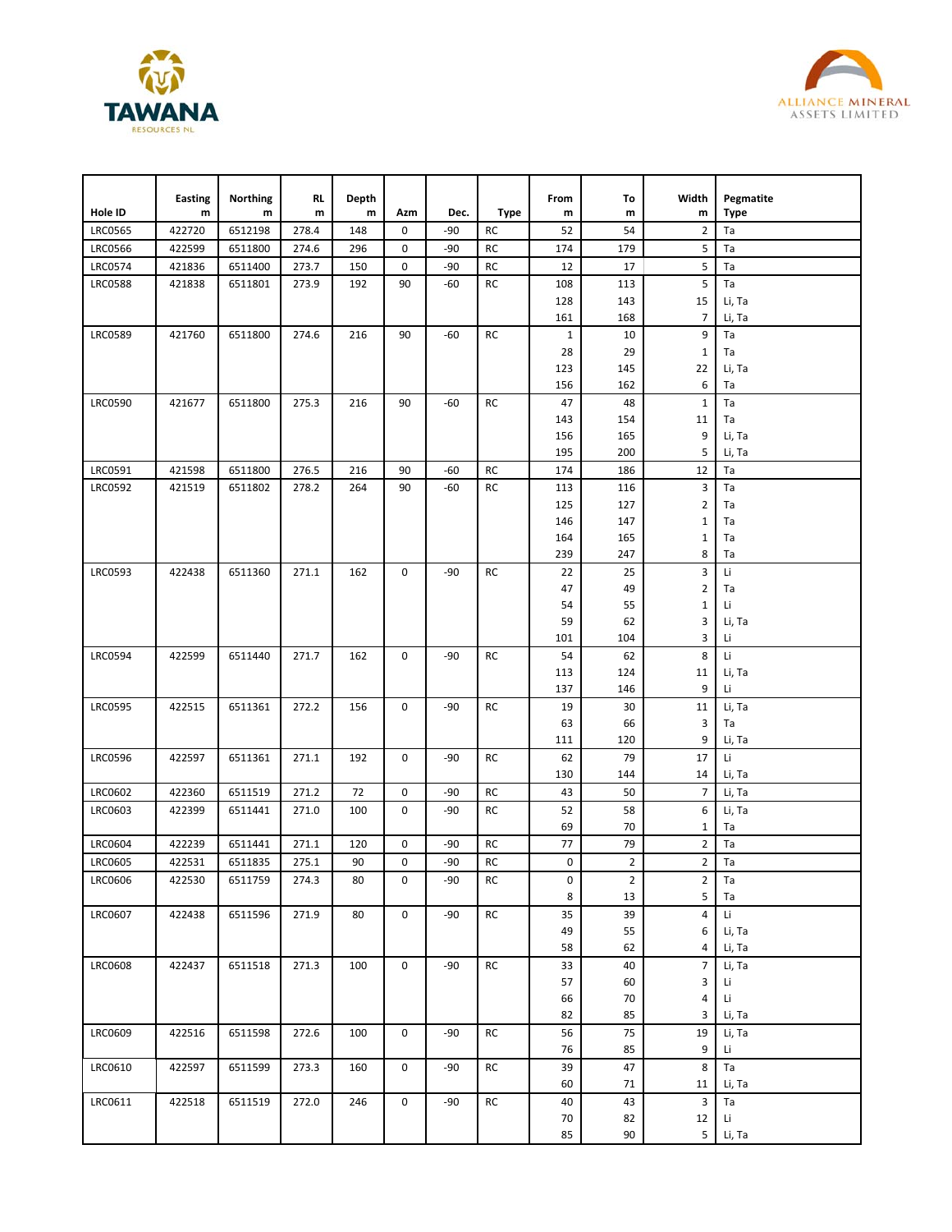| Hole ID | Easting m | Northing m | RL m | Depth m | Azm | Dec. | Type | From m | To m | Width m | Pegmatite Type |
|---|---|---|---|---|---|---|---|---|---|---|---|
| LRC0565 | 422720 | 6512198 | 278.4 | 148 | 0 | -90 | RC | 52 | 54 | 2 | Ta |
| LRC0566 | 422599 | 6511800 | 274.6 | 296 | 0 | -90 | RC | 174 | 179 | 5 | Ta |
| LRC0574 | 421836 | 6511400 | 273.7 | 150 | 0 | -90 | RC | 12 | 17 | 5 | Ta |
| LRC0588 | 421838 | 6511801 | 273.9 | 192 | 90 | -60 | RC | 108 | 113 | 5 | Ta |
| | | | | | | | | 128 | 143 | 15 | Li, Ta |
| | | | | | | | | 161 | 168 | 7 | Li, Ta |
| LRC0589 | 421760 | 6511800 | 274.6 | 216 | 90 | -60 | RC | 1 | 10 | 9 | Ta |
| | | | | | | | | 28 | 29 | 1 | Ta |
| | | | | | | | | 123 | 145 | 22 | Li, Ta |
| | | | | | | | | 156 | 162 | 6 | Ta |
| LRC0590 | 421677 | 6511800 | 275.3 | 216 | 90 | -60 | RC | 47 | 48 | 1 | Ta |
| | | | | | | | | 143 | 154 | 11 | Ta |
| | | | | | | | | 156 | 165 | 9 | Li, Ta |
| | | | | | | | | 195 | 200 | 5 | Li, Ta |
| LRC0591 | 421598 | 6511800 | 276.5 | 216 | 90 | -60 | RC | 174 | 186 | 12 | Ta |
| LRC0592 | 421519 | 6511802 | 278.2 | 264 | 90 | -60 | RC | 113 | 116 | 3 | Ta |
| | | | | | | | | 125 | 127 | 2 | Ta |
| | | | | | | | | 146 | 147 | 1 | Ta |
| | | | | | | | | 164 | 165 | 1 | Ta |
| | | | | | | | | 239 | 247 | 8 | Ta |
| LRC0593 | 422438 | 6511360 | 271.1 | 162 | 0 | -90 | RC | 22 | 25 | 3 | Li |
| | | | | | | | | 47 | 49 | 2 | Ta |
| | | | | | | | | 54 | 55 | 1 | Li |
| | | | | | | | | 59 | 62 | 3 | Li, Ta |
| | | | | | | | | 101 | 104 | 3 | Li |
| LRC0594 | 422599 | 6511440 | 271.7 | 162 | 0 | -90 | RC | 54 | 62 | 8 | Li |
| | | | | | | | | 113 | 124 | 11 | Li, Ta |
| | | | | | | | | 137 | 146 | 9 | Li |
| LRC0595 | 422515 | 6511361 | 272.2 | 156 | 0 | -90 | RC | 19 | 30 | 11 | Li, Ta |
| | | | | | | | | 63 | 66 | 3 | Ta |
| | | | | | | | | 111 | 120 | 9 | Li, Ta |
| LRC0596 | 422597 | 6511361 | 271.1 | 192 | 0 | -90 | RC | 62 | 79 | 17 | Li |
| | | | | | | | | 130 | 144 | 14 | Li, Ta |
| LRC0602 | 422360 | 6511519 | 271.2 | 72 | 0 | -90 | RC | 43 | 50 | 7 | Li, Ta |
| LRC0603 | 422399 | 6511441 | 271.0 | 100 | 0 | -90 | RC | 52 | 58 | 6 | Li, Ta |
| | | | | | | | | 69 | 70 | 1 | Ta |
| LRC0604 | 422239 | 6511441 | 271.1 | 120 | 0 | -90 | RC | 77 | 79 | 2 | Ta |
| LRC0605 | 422531 | 6511835 | 275.1 | 90 | 0 | -90 | RC | 0 | 2 | 2 | Ta |
| LRC0606 | 422530 | 6511759 | 274.3 | 80 | 0 | -90 | RC | 0 | 2 | 2 | Ta |
| | | | | | | | | 8 | 13 | 5 | Ta |
| LRC0607 | 422438 | 6511596 | 271.9 | 80 | 0 | -90 | RC | 35 | 39 | 4 | Li |
| | | | | | | | | 49 | 55 | 6 | Li, Ta |
| | | | | | | | | 58 | 62 | 4 | Li, Ta |
| LRC0608 | 422437 | 6511518 | 271.3 | 100 | 0 | -90 | RC | 33 | 40 | 7 | Li, Ta |
| | | | | | | | | 57 | 60 | 3 | Li |
| | | | | | | | | 66 | 70 | 4 | Li |
| | | | | | | | | 82 | 85 | 3 | Li, Ta |
| LRC0609 | 422516 | 6511598 | 272.6 | 100 | 0 | -90 | RC | 56 | 75 | 19 | Li, Ta |
| | | | | | | | | 76 | 85 | 9 | Li |
| LRC0610 | 422597 | 6511599 | 273.3 | 160 | 0 | -90 | RC | 39 | 47 | 8 | Ta |
| | | | | | | | | 60 | 71 | 11 | Li, Ta |
| LRC0611 | 422518 | 6511519 | 272.0 | 246 | 0 | -90 | RC | 40 | 43 | 3 | Ta |
| | | | | | | | | 70 | 82 | 12 | Li |
| | | | | | | | | 85 | 90 | 5 | Li, Ta |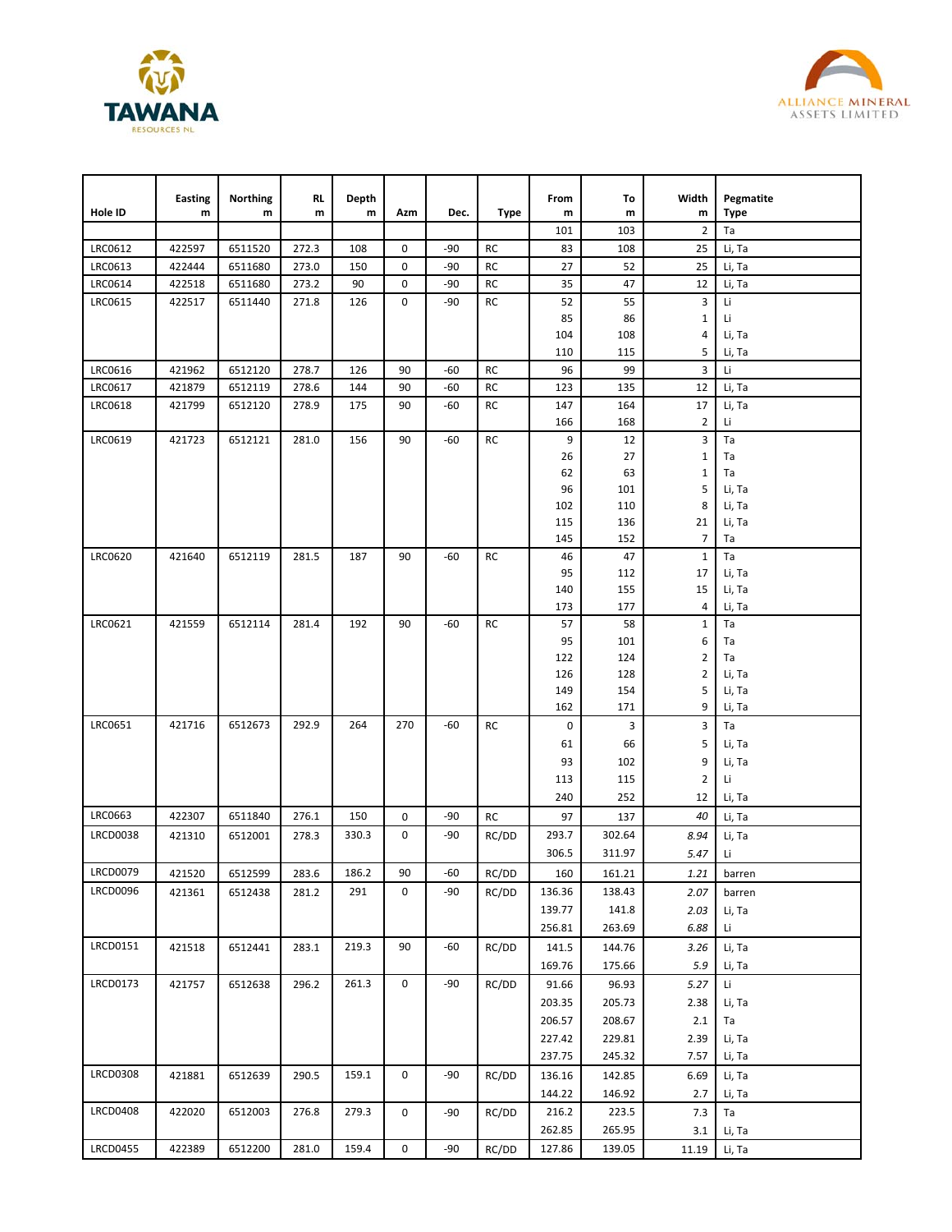| Hole ID | Easting m | Northing m | RL m | Depth m | Azm | Dec. | Type | From m | To m | Width m | Pegmatite Type |
|---|---|---|---|---|---|---|---|---|---|---|---|
| | | | | | | | | 101 | 103 | 2 | Ta |
| LRC0612 | 422597 | 6511520 | 272.3 | 108 | 0 | -90 | RC | 83 | 108 | 25 | Li, Ta |
| LRC0613 | 422444 | 6511680 | 273.0 | 150 | 0 | -90 | RC | 27 | 52 | 25 | Li, Ta |
| LRC0614 | 422518 | 6511680 | 273.2 | 90 | 0 | -90 | RC | 35 | 47 | 12 | Li, Ta |
| LRC0615 | 422517 | 6511440 | 271.8 | 126 | 0 | -90 | RC | 52 | 55 | 3 | Li |
| | | | | | | | | 85 | 86 | 1 | Li |
| | | | | | | | | 104 | 108 | 4 | Li, Ta |
| | | | | | | | | 110 | 115 | 5 | Li, Ta |
| LRC0616 | 421962 | 6512120 | 278.7 | 126 | 90 | -60 | RC | 96 | 99 | 3 | Li |
| LRC0617 | 421879 | 6512119 | 278.6 | 144 | 90 | -60 | RC | 123 | 135 | 12 | Li, Ta |
| LRC0618 | 421799 | 6512120 | 278.9 | 175 | 90 | -60 | RC | 147 | 164 | 17 | Li, Ta |
| | | | | | | | | 166 | 168 | 2 | Li |
| LRC0619 | 421723 | 6512121 | 281.0 | 156 | 90 | -60 | RC | 9 | 12 | 3 | Ta |
| | | | | | | | | 26 | 27 | 1 | Ta |
| | | | | | | | | 62 | 63 | 1 | Ta |
| | | | | | | | | 96 | 101 | 5 | Li, Ta |
| | | | | | | | | 102 | 110 | 8 | Li, Ta |
| | | | | | | | | 115 | 136 | 21 | Li, Ta |
| | | | | | | | | 145 | 152 | 7 | Ta |
| LRC0620 | 421640 | 6512119 | 281.5 | 187 | 90 | -60 | RC | 46 | 47 | 1 | Ta |
| | | | | | | | | 95 | 112 | 17 | Li, Ta |
| | | | | | | | | 140 | 155 | 15 | Li, Ta |
| | | | | | | | | 173 | 177 | 4 | Li, Ta |
| LRC0621 | 421559 | 6512114 | 281.4 | 192 | 90 | -60 | RC | 57 | 58 | 1 | Ta |
| | | | | | | | | 95 | 101 | 6 | Ta |
| | | | | | | | | 122 | 124 | 2 | Ta |
| | | | | | | | | 126 | 128 | 2 | Li, Ta |
| | | | | | | | | 149 | 154 | 5 | Li, Ta |
| | | | | | | | | 162 | 171 | 9 | Li, Ta |
| LRC0651 | 421716 | 6512673 | 292.9 | 264 | 270 | -60 | RC | 0 | 3 | 3 | Ta |
| | | | | | | | | 61 | 66 | 5 | Li, Ta |
| | | | | | | | | 93 | 102 | 9 | Li, Ta |
| | | | | | | | | 113 | 115 | 2 | Li |
| | | | | | | | | 240 | 252 | 12 | Li, Ta |
| LRC0663 | 422307 | 6511840 | 276.1 | 150 | 0 | -90 | RC | 97 | 137 | *40* | Li, Ta |
| LRCD0038 | 421310 | 6512001 | 278.3 | 330.3 | 0 | -90 | RC/DD | 293.7 | 302.64 | *8.94* | Li, Ta |
| | | | | | | | | 306.5 | 311.97 | *5.47* | Li |
| LRCD0079 | 421520 | 6512599 | 283.6 | 186.2 | 90 | -60 | RC/DD | 160 | 161.21 | *1.21* | barren |
| LRCD0096 | 421361 | 6512438 | 281.2 | 291 | 0 | -90 | RC/DD | 136.36 | 138.43 | *2.07* | barren |
| | | | | | | | | 139.77 | 141.8 | *2.03* | Li, Ta |
| | | | | | | | | 256.81 | 263.69 | *6.88* | Li |
| LRCD0151 | 421518 | 6512441 | 283.1 | 219.3 | 90 | -60 | RC/DD | 141.5 | 144.76 | *3.26* | Li, Ta |
| | | | | | | | | 169.76 | 175.66 | *5.9* | Li, Ta |
| LRCD0173 | 421757 | 6512638 | 296.2 | 261.3 | 0 | -90 | RC/DD | 91.66 | 96.93 | *5.27* | Li |
| | | | | | | | | 203.35 | 205.73 | 2.38 | Li, Ta |
| | | | | | | | | 206.57 | 208.67 | 2.1 | Ta |
| | | | | | | | | 227.42 | 229.81 | 2.39 | Li, Ta |
| | | | | | | | | 237.75 | 245.32 | 7.57 | Li, Ta |
| LRCD0308 | 421881 | 6512639 | 290.5 | 159.1 | 0 | -90 | RC/DD | 136.16 | 142.85 | 6.69 | Li, Ta |
| | | | | | | | | 144.22 | 146.92 | 2.7 | Li, Ta |
| LRCD0408 | 422020 | 6512003 | 276.8 | 279.3 | 0 | -90 | RC/DD | 216.2 | 223.5 | 7.3 | Ta |
| | | | | | | | | 262.85 | 265.95 | 3.1 | Li, Ta |
| LRCD0455 | 422389 | 6512200 | 281.0 | 159.4 | 0 | -90 | RC/DD | 127.86 | 139.05 | 11.19 | Li, Ta |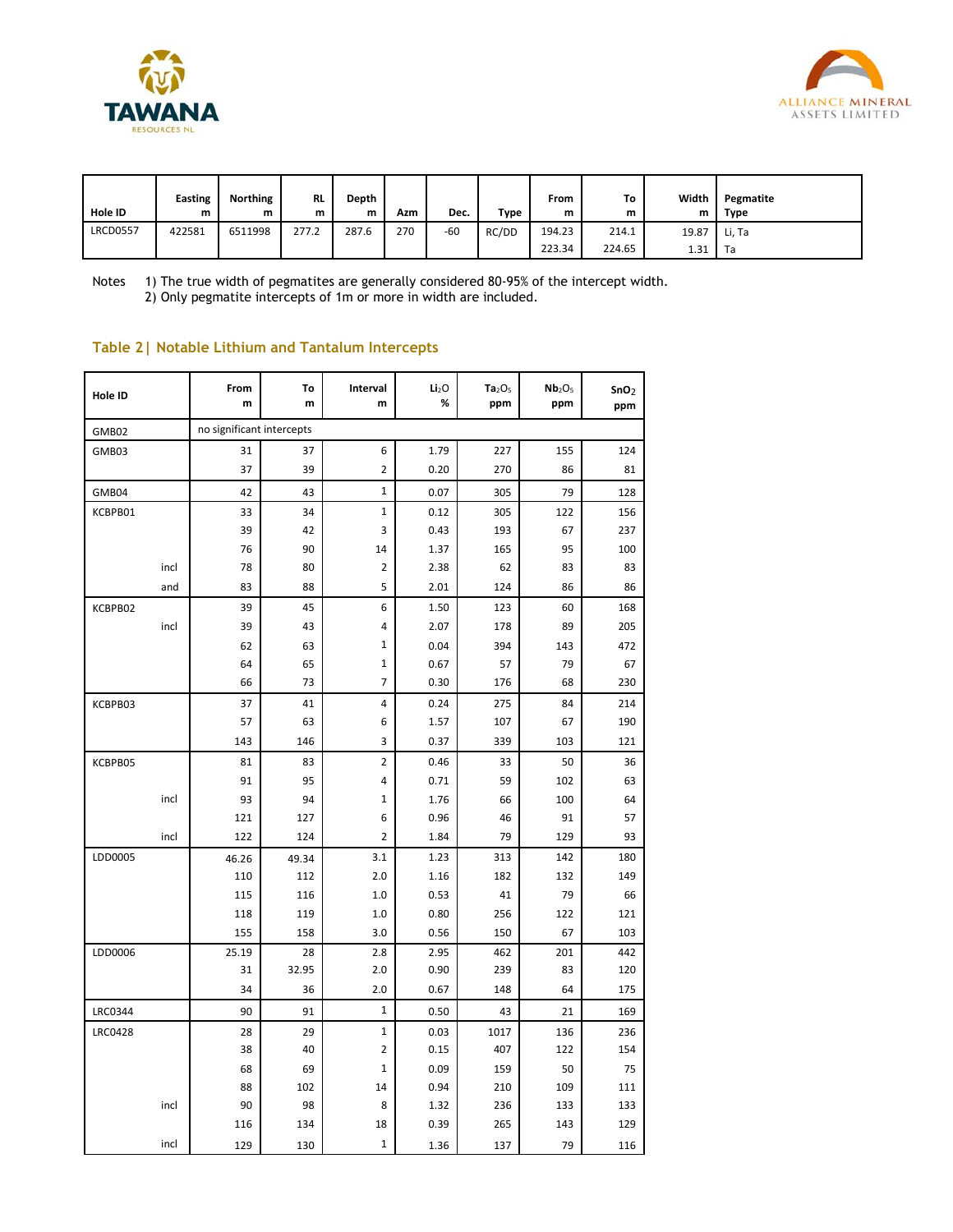| Hole ID | Easting m | Northing m | RL m | Depth m | Azm | Dec. | Type | From m | To m | Width m | Pegmatite Type |
|---|---|---|---|---|---|---|---|---|---|---|---|
| LRCD0557 | 422581 | 6511998 | 277.2 | 287.6 | 270 | -60 | RC/DD | 194.23 | 214.1 | 19.87 | Li, Ta |
| | | | | | | | | 223.34 | 224.65 | 1.31 | Ta |

Notes 1) The true width of pegmatites are generally considered 80-95% of the intercept width.
2) Only pegmatite intercepts of 1m or more in width are included.

## Table 2| Notable Lithium and Tantalum Intercepts

| Hole ID | | From m | To m | Interval m | $Li_2O$ % | $Ta_2O_5$ ppm | $Nb_2O_5$ ppm | $SnO_2$ ppm |
|---|---|---|---|---|---|---|---|---|
| GMB02 | | no significant intercepts | | | | | | |
| GMB03 | | 31 | 37 | 6 | 1.79 | 227 | 155 | 124 |
| | | 37 | 39 | 2 | 0.20 | 270 | 86 | 81 |
| GMB04 | | 42 | 43 | 1 | 0.07 | 305 | 79 | 128 |
| KCBPB01 | | 33 | 34 | 1 | 0.12 | 305 | 122 | 156 |
| | | 39 | 42 | 3 | 0.43 | 193 | 67 | 237 |
| | | 76 | 90 | 14 | 1.37 | 165 | 95 | 100 |
| | incl | 78 | 80 | 2 | 2.38 | 62 | 83 | 83 |
| | and | 83 | 88 | 5 | 2.01 | 124 | 86 | 86 |
| KCBPB02 | | 39 | 45 | 6 | 1.50 | 123 | 60 | 168 |
| | incl | 39 | 43 | 4 | 2.07 | 178 | 89 | 205 |
| | | 62 | 63 | 1 | 0.04 | 394 | 143 | 472 |
| | | 64 | 65 | 1 | 0.67 | 57 | 79 | 67 |
| | | 66 | 73 | 7 | 0.30 | 176 | 68 | 230 |
| KCBPB03 | | 37 | 41 | 4 | 0.24 | 275 | 84 | 214 |
| | | 57 | 63 | 6 | 1.57 | 107 | 67 | 190 |
| | | 143 | 146 | 3 | 0.37 | 339 | 103 | 121 |
| KCBPB05 | | 81 | 83 | 2 | 0.46 | 33 | 50 | 36 |
| | | 91 | 95 | 4 | 0.71 | 59 | 102 | 63 |
| | incl | 93 | 94 | 1 | 1.76 | 66 | 100 | 64 |
| | | 121 | 127 | 6 | 0.96 | 46 | 91 | 57 |
| | incl | 122 | 124 | 2 | 1.84 | 79 | 129 | 93 |
| LDD0005 | | 46.26 | 49.34 | 3.1 | 1.23 | 313 | 142 | 180 |
| | | 110 | 112 | 2.0 | 1.16 | 182 | 132 | 149 |
| | | 115 | 116 | 1.0 | 0.53 | 41 | 79 | 66 |
| | | 118 | 119 | 1.0 | 0.80 | 256 | 122 | 121 |
| | | 155 | 158 | 3.0 | 0.56 | 150 | 67 | 103 |
| LDD0006 | | 25.19 | 28 | 2.8 | 2.95 | 462 | 201 | 442 |
| | | 31 | 32.95 | 2.0 | 0.90 | 239 | 83 | 120 |
| | | 34 | 36 | 2.0 | 0.67 | 148 | 64 | 175 |
| LRC0344 | | 90 | 91 | 1 | 0.50 | 43 | 21 | 169 |
| LRC0428 | | 28 | 29 | 1 | 0.03 | 1017 | 136 | 236 |
| | | 38 | 40 | 2 | 0.15 | 407 | 122 | 154 |
| | | 68 | 69 | 1 | 0.09 | 159 | 50 | 75 |
| | | 88 | 102 | 14 | 0.94 | 210 | 109 | 111 |
| | incl | 90 | 98 | 8 | 1.32 | 236 | 133 | 133 |
| | | 116 | 134 | 18 | 0.39 | 265 | 143 | 129 |
| | incl | 129 | 130 | 1 | 1.36 | 137 | 79 | 116 |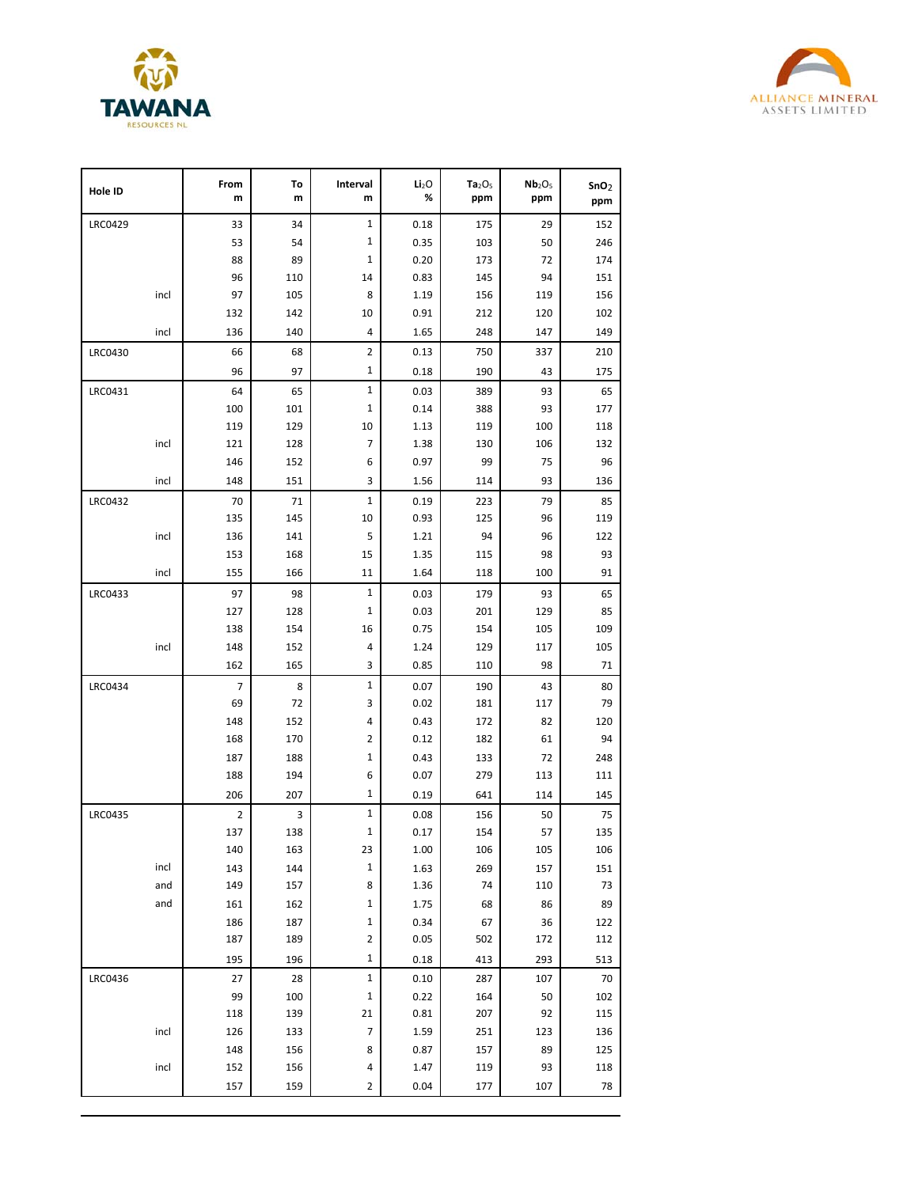| Hole ID | | From m | To m | Interval m | $Li_2O$ % | $Ta_2O_5$ ppm | $Nb_2O_5$ ppm | $SnO_2$ ppm |
|---|---|---|---|---|---|---|---|---|
| LRC0429 | | 33 | 34 | 1 | 0.18 | 175 | 29 | 152 |
| | | 53 | 54 | 1 | 0.35 | 103 | 50 | 246 |
| | | 88 | 89 | 1 | 0.20 | 173 | 72 | 174 |
| | | 96 | 110 | 14 | 0.83 | 145 | 94 | 151 |
| | incl | 97 | 105 | 8 | 1.19 | 156 | 119 | 156 |
| | | 132 | 142 | 10 | 0.91 | 212 | 120 | 102 |
| | incl | 136 | 140 | 4 | 1.65 | 248 | 147 | 149 |
| LRC0430 | | 66 | 68 | 2 | 0.13 | 750 | 337 | 210 |
| | | 96 | 97 | 1 | 0.18 | 190 | 43 | 175 |
| LRC0431 | | 64 | 65 | 1 | 0.03 | 389 | 93 | 65 |
| | | 100 | 101 | 1 | 0.14 | 388 | 93 | 177 |
| | | 119 | 129 | 10 | 1.13 | 119 | 100 | 118 |
| | incl | 121 | 128 | 7 | 1.38 | 130 | 106 | 132 |
| | | 146 | 152 | 6 | 0.97 | 99 | 75 | 96 |
| | incl | 148 | 151 | 3 | 1.56 | 114 | 93 | 136 |
| LRC0432 | | 70 | 71 | 1 | 0.19 | 223 | 79 | 85 |
| | | 135 | 145 | 10 | 0.93 | 125 | 96 | 119 |
| | incl | 136 | 141 | 5 | 1.21 | 94 | 96 | 122 |
| | | 153 | 168 | 15 | 1.35 | 115 | 98 | 93 |
| | incl | 155 | 166 | 11 | 1.64 | 118 | 100 | 91 |
| LRC0433 | | 97 | 98 | 1 | 0.03 | 179 | 93 | 65 |
| | | 127 | 128 | 1 | 0.03 | 201 | 129 | 85 |
| | | 138 | 154 | 16 | 0.75 | 154 | 105 | 109 |
| | incl | 148 | 152 | 4 | 1.24 | 129 | 117 | 105 |
| | | 162 | 165 | 3 | 0.85 | 110 | 98 | 71 |
| LRC0434 | | 7 | 8 | 1 | 0.07 | 190 | 43 | 80 |
| | | 69 | 72 | 3 | 0.02 | 181 | 117 | 79 |
| | | 148 | 152 | 4 | 0.43 | 172 | 82 | 120 |
| | | 168 | 170 | 2 | 0.12 | 182 | 61 | 94 |
| | | 187 | 188 | 1 | 0.43 | 133 | 72 | 248 |
| | | 188 | 194 | 6 | 0.07 | 279 | 113 | 111 |
| | | 206 | 207 | 1 | 0.19 | 641 | 114 | 145 |
| LRC0435 | | 2 | 3 | 1 | 0.08 | 156 | 50 | 75 |
| | | 137 | 138 | 1 | 0.17 | 154 | 57 | 135 |
| | | 140 | 163 | 23 | 1.00 | 106 | 105 | 106 |
| | incl | 143 | 144 | 1 | 1.63 | 269 | 157 | 151 |
| | and | 149 | 157 | 8 | 1.36 | 74 | 110 | 73 |
| | and | 161 | 162 | 1 | 1.75 | 68 | 86 | 89 |
| | | 186 | 187 | 1 | 0.34 | 67 | 36 | 122 |
| | | 187 | 189 | 2 | 0.05 | 502 | 172 | 112 |
| | | 195 | 196 | 1 | 0.18 | 413 | 293 | 513 |
| LRC0436 | | 27 | 28 | 1 | 0.10 | 287 | 107 | 70 |
| | | 99 | 100 | 1 | 0.22 | 164 | 50 | 102 |
| | | 118 | 139 | 21 | 0.81 | 207 | 92 | 115 |
| | incl | 126 | 133 | 7 | 1.59 | 251 | 123 | 136 |
| | | 148 | 156 | 8 | 0.87 | 157 | 89 | 125 |
| | incl | 152 | 156 | 4 | 1.47 | 119 | 93 | 118 |
| | | 157 | 159 | 2 | 0.04 | 177 | 107 | 78 |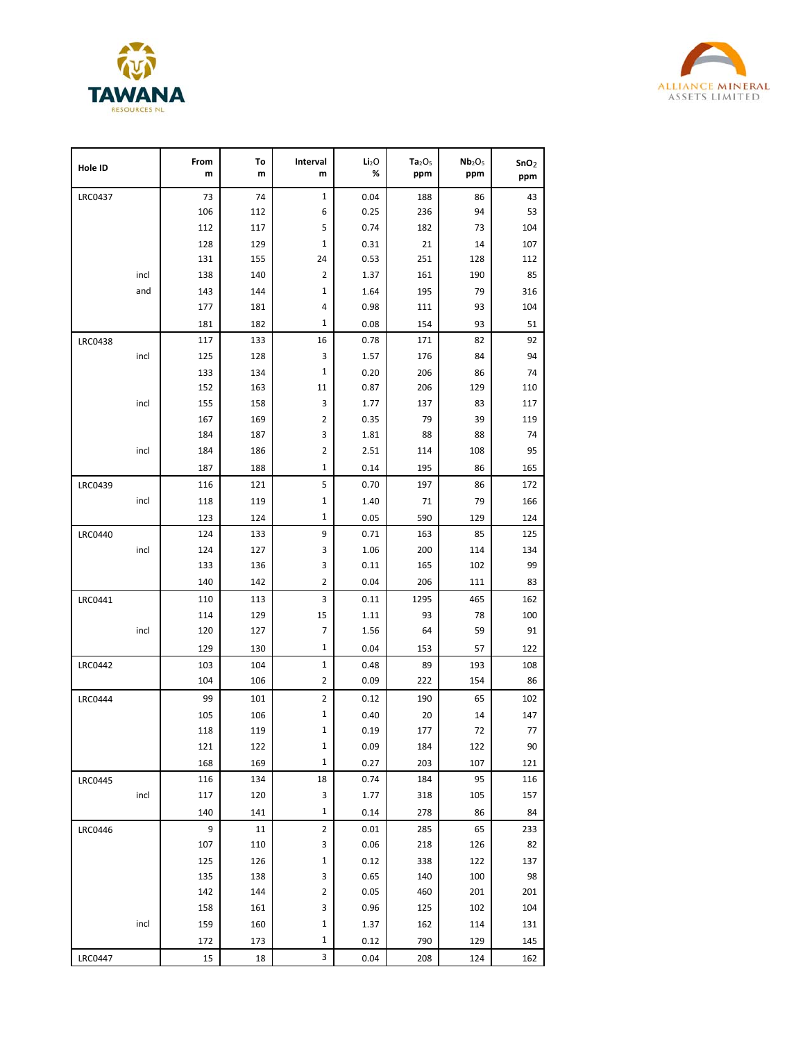| Hole ID | | From m | To m | Interval m | $Li_2O$ % | $Ta_2O_5$ ppm | $Nb_2O_5$ ppm | $SnO_2$ ppm |
|---|---|---|---|---|---|---|---|---|
| LRC0437 | | 73 | 74 | 1 | 0.04 | 188 | 86 | 43 |
| | | 106 | 112 | 6 | 0.25 | 236 | 94 | 53 |
| | | 112 | 117 | 5 | 0.74 | 182 | 73 | 104 |
| | | 128 | 129 | 1 | 0.31 | 21 | 14 | 107 |
| | | 131 | 155 | 24 | 0.53 | 251 | 128 | 112 |
| | incl | 138 | 140 | 2 | 1.37 | 161 | 190 | 85 |
| | and | 143 | 144 | 1 | 1.64 | 195 | 79 | 316 |
| | | 177 | 181 | 4 | 0.98 | 111 | 93 | 104 |
| | | 181 | 182 | 1 | 0.08 | 154 | 93 | 51 |
| LRC0438 | | 117 | 133 | 16 | 0.78 | 171 | 82 | 92 |
| | incl | 125 | 128 | 3 | 1.57 | 176 | 84 | 94 |
| | | 133 | 134 | 1 | 0.20 | 206 | 86 | 74 |
| | | 152 | 163 | 11 | 0.87 | 206 | 129 | 110 |
| | incl | 155 | 158 | 3 | 1.77 | 137 | 83 | 117 |
| | | 167 | 169 | 2 | 0.35 | 79 | 39 | 119 |
| | | 184 | 187 | 3 | 1.81 | 88 | 88 | 74 |
| | incl | 184 | 186 | 2 | 2.51 | 114 | 108 | 95 |
| | | 187 | 188 | 1 | 0.14 | 195 | 86 | 165 |
| LRC0439 | | 116 | 121 | 5 | 0.70 | 197 | 86 | 172 |
| | incl | 118 | 119 | 1 | 1.40 | 71 | 79 | 166 |
| | | 123 | 124 | 1 | 0.05 | 590 | 129 | 124 |
| LRC0440 | | 124 | 133 | 9 | 0.71 | 163 | 85 | 125 |
| | incl | 124 | 127 | 3 | 1.06 | 200 | 114 | 134 |
| | | 133 | 136 | 3 | 0.11 | 165 | 102 | 99 |
| | | 140 | 142 | 2 | 0.04 | 206 | 111 | 83 |
| LRC0441 | | 110 | 113 | 3 | 0.11 | 1295 | 465 | 162 |
| | | 114 | 129 | 15 | 1.11 | 93 | 78 | 100 |
| | incl | 120 | 127 | 7 | 1.56 | 64 | 59 | 91 |
| | | 129 | 130 | 1 | 0.04 | 153 | 57 | 122 |
| LRC0442 | | 103 | 104 | 1 | 0.48 | 89 | 193 | 108 |
| | | 104 | 106 | 2 | 0.09 | 222 | 154 | 86 |
| LRC0444 | | 99 | 101 | 2 | 0.12 | 190 | 65 | 102 |
| | | 105 | 106 | 1 | 0.40 | 20 | 14 | 147 |
| | | 118 | 119 | 1 | 0.19 | 177 | 72 | 77 |
| | | 121 | 122 | 1 | 0.09 | 184 | 122 | 90 |
| | | 168 | 169 | 1 | 0.27 | 203 | 107 | 121 |
| LRC0445 | | 116 | 134 | 18 | 0.74 | 184 | 95 | 116 |
| | incl | 117 | 120 | 3 | 1.77 | 318 | 105 | 157 |
| | | 140 | 141 | 1 | 0.14 | 278 | 86 | 84 |
| LRC0446 | | 9 | 11 | 2 | 0.01 | 285 | 65 | 233 |
| | | 107 | 110 | 3 | 0.06 | 218 | 126 | 82 |
| | | 125 | 126 | 1 | 0.12 | 338 | 122 | 137 |
| | | 135 | 138 | 3 | 0.65 | 140 | 100 | 98 |
| | | 142 | 144 | 2 | 0.05 | 460 | 201 | 201 |
| | | 158 | 161 | 3 | 0.96 | 125 | 102 | 104 |
| | incl | 159 | 160 | 1 | 1.37 | 162 | 114 | 131 |
| | | 172 | 173 | 1 | 0.12 | 790 | 129 | 145 |
| LRC0447 | | 15 | 18 | 3 | 0.04 | 208 | 124 | 162 |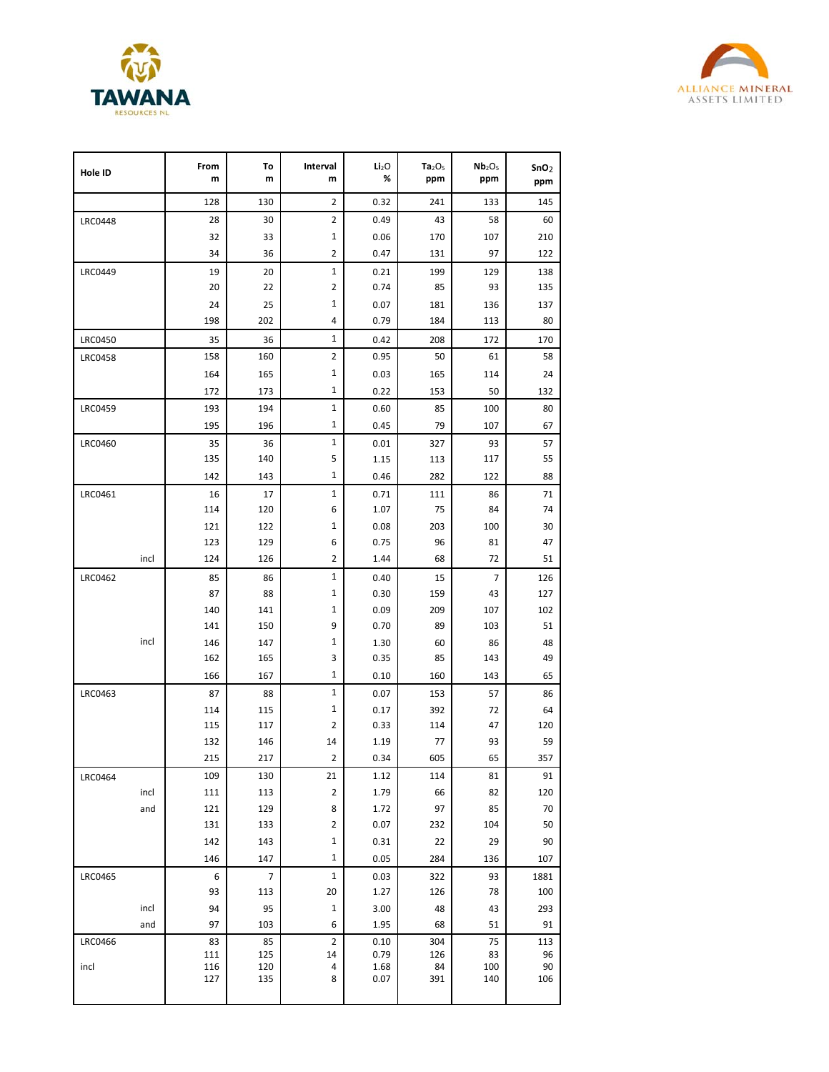| Hole ID | From m | To m | Interval m | $Li_2O$ % | $Ta_2O_5$ ppm | $Nb_2O_5$ ppm | $SnO_2$ ppm |
|---|---|---|---|---|---|---|---|
| | 128 | 130 | 2 | 0.32 | 241 | 133 | 145 |
| LRC0448 | 28 | 30 | 2 | 0.49 | 43 | 58 | 60 |
| | 32 | 33 | 1 | 0.06 | 170 | 107 | 210 |
| | 34 | 36 | 2 | 0.47 | 131 | 97 | 122 |
| LRC0449 | 19 | 20 | 1 | 0.21 | 199 | 129 | 138 |
| | 20 | 22 | 2 | 0.74 | 85 | 93 | 135 |
| | 24 | 25 | 1 | 0.07 | 181 | 136 | 137 |
| | 198 | 202 | 4 | 0.79 | 184 | 113 | 80 |
| LRC0450 | 35 | 36 | 1 | 0.42 | 208 | 172 | 170 |
| LRC0458 | 158 | 160 | 2 | 0.95 | 50 | 61 | 58 |
| | 164 | 165 | 1 | 0.03 | 165 | 114 | 24 |
| | 172 | 173 | 1 | 0.22 | 153 | 50 | 132 |
| LRC0459 | 193 | 194 | 1 | 0.60 | 85 | 100 | 80 |
| | 195 | 196 | 1 | 0.45 | 79 | 107 | 67 |
| LRC0460 | 35 | 36 | 1 | 0.01 | 327 | 93 | 57 |
| | 135 | 140 | 5 | 1.15 | 113 | 117 | 55 |
| | 142 | 143 | 1 | 0.46 | 282 | 122 | 88 |
| LRC0461 | 16 | 17 | 1 | 0.71 | 111 | 86 | 71 |
| | 114 | 120 | 6 | 1.07 | 75 | 84 | 74 |
| | 121 | 122 | 1 | 0.08 | 203 | 100 | 30 |
| | 123 | 129 | 6 | 0.75 | 96 | 81 | 47 |
| incl | 124 | 126 | 2 | 1.44 | 68 | 72 | 51 |
| LRC0462 | 85 | 86 | 1 | 0.40 | 15 | 7 | 126 |
| | 87 | 88 | 1 | 0.30 | 159 | 43 | 127 |
| | 140 | 141 | 1 | 0.09 | 209 | 107 | 102 |
| | 141 | 150 | 9 | 0.70 | 89 | 103 | 51 |
| incl | 146 | 147 | 1 | 1.30 | 60 | 86 | 48 |
| | 162 | 165 | 3 | 0.35 | 85 | 143 | 49 |
| | 166 | 167 | 1 | 0.10 | 160 | 143 | 65 |
| LRC0463 | 87 | 88 | 1 | 0.07 | 153 | 57 | 86 |
| | 114 | 115 | 1 | 0.17 | 392 | 72 | 64 |
| | 115 | 117 | 2 | 0.33 | 114 | 47 | 120 |
| | 132 | 146 | 14 | 1.19 | 77 | 93 | 59 |
| | 215 | 217 | 2 | 0.34 | 605 | 65 | 357 |
| LRC0464 | 109 | 130 | 21 | 1.12 | 114 | 81 | 91 |
| incl | 111 | 113 | 2 | 1.79 | 66 | 82 | 120 |
| and | 121 | 129 | 8 | 1.72 | 97 | 85 | 70 |
| | 131 | 133 | 2 | 0.07 | 232 | 104 | 50 |
| | 142 | 143 | 1 | 0.31 | 22 | 29 | 90 |
| | 146 | 147 | 1 | 0.05 | 284 | 136 | 107 |
| LRC0465 | 6 | 7 | 1 | 0.03 | 322 | 93 | 1881 |
| | 93 | 113 | 20 | 1.27 | 126 | 78 | 100 |
| incl | 94 | 95 | 1 | 3.00 | 48 | 43 | 293 |
| and | 97 | 103 | 6 | 1.95 | 68 | 51 | 91 |
| LRC0466 | 83 | 85 | 2 | 0.10 | 304 | 75 | 113 |
| | 111 | 125 | 14 | 0.79 | 126 | 83 | 96 |
| incl | 116 | 120 | 4 | 1.68 | 84 | 100 | 90 |
| | 127 | 135 | 8 | 0.07 | 391 | 140 | 106 |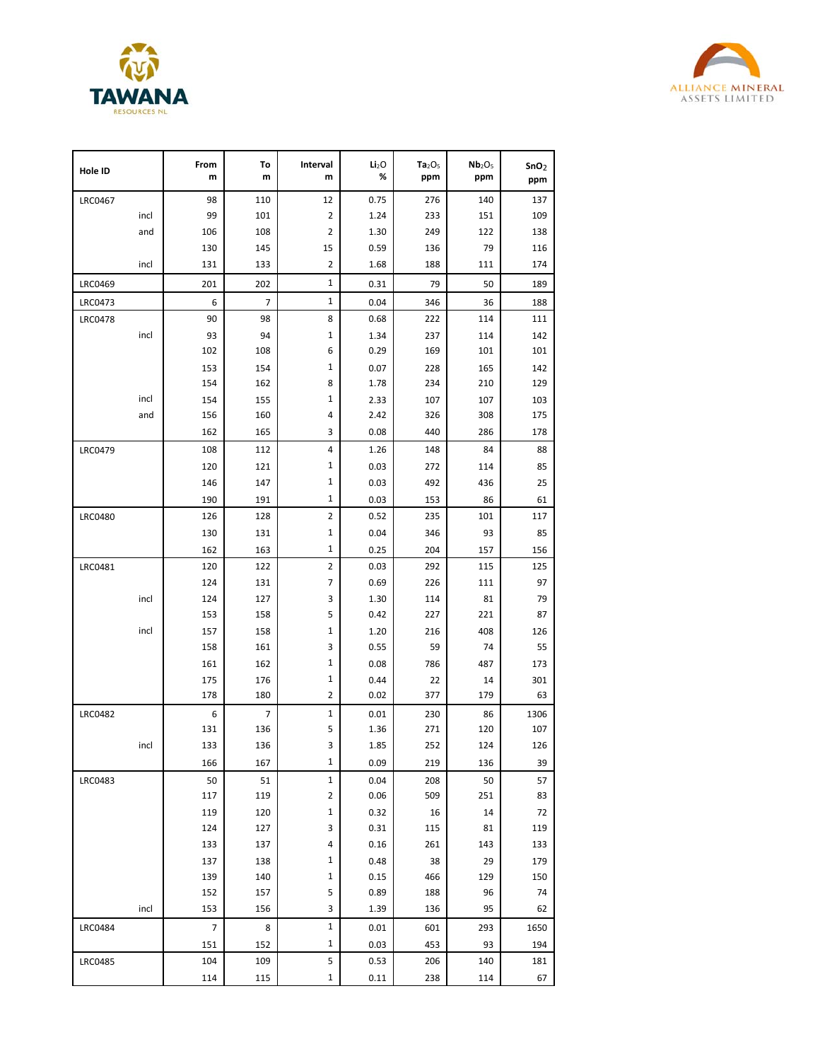| Hole ID | | From m | To m | Interval m | $Li_2O$ % | $Ta_2O_5$ ppm | $Nb_2O_5$ ppm | $SnO_2$ ppm |
|---|---|---|---|---|---|---|---|---|
| LRC0467 | | 98 | 110 | 12 | 0.75 | 276 | 140 | 137 |
| | incl | 99 | 101 | 2 | 1.24 | 233 | 151 | 109 |
| | and | 106 | 108 | 2 | 1.30 | 249 | 122 | 138 |
| | | 130 | 145 | 15 | 0.59 | 136 | 79 | 116 |
| | incl | 131 | 133 | 2 | 1.68 | 188 | 111 | 174 |
| LRC0469 | | 201 | 202 | 1 | 0.31 | 79 | 50 | 189 |
| LRC0473 | | 6 | 7 | 1 | 0.04 | 346 | 36 | 188 |
| LRC0478 | | 90 | 98 | 8 | 0.68 | 222 | 114 | 111 |
| | incl | 93 | 94 | 1 | 1.34 | 237 | 114 | 142 |
| | | 102 | 108 | 6 | 0.29 | 169 | 101 | 101 |
| | | 153 | 154 | 1 | 0.07 | 228 | 165 | 142 |
| | | 154 | 162 | 8 | 1.78 | 234 | 210 | 129 |
| | incl | 154 | 155 | 1 | 2.33 | 107 | 107 | 103 |
| | and | 156 | 160 | 4 | 2.42 | 326 | 308 | 175 |
| | | 162 | 165 | 3 | 0.08 | 440 | 286 | 178 |
| LRC0479 | | 108 | 112 | 4 | 1.26 | 148 | 84 | 88 |
| | | 120 | 121 | 1 | 0.03 | 272 | 114 | 85 |
| | | 146 | 147 | 1 | 0.03 | 492 | 436 | 25 |
| | | 190 | 191 | 1 | 0.03 | 153 | 86 | 61 |
| LRC0480 | | 126 | 128 | 2 | 0.52 | 235 | 101 | 117 |
| | | 130 | 131 | 1 | 0.04 | 346 | 93 | 85 |
| | | 162 | 163 | 1 | 0.25 | 204 | 157 | 156 |
| LRC0481 | | 120 | 122 | 2 | 0.03 | 292 | 115 | 125 |
| | | 124 | 131 | 7 | 0.69 | 226 | 111 | 97 |
| | incl | 124 | 127 | 3 | 1.30 | 114 | 81 | 79 |
| | | 153 | 158 | 5 | 0.42 | 227 | 221 | 87 |
| | incl | 157 | 158 | 1 | 1.20 | 216 | 408 | 126 |
| | | 158 | 161 | 3 | 0.55 | 59 | 74 | 55 |
| | | 161 | 162 | 1 | 0.08 | 786 | 487 | 173 |
| | | 175 | 176 | 1 | 0.44 | 22 | 14 | 301 |
| | | 178 | 180 | 2 | 0.02 | 377 | 179 | 63 |
| LRC0482 | | 6 | 7 | 1 | 0.01 | 230 | 86 | 1306 |
| | | 131 | 136 | 5 | 1.36 | 271 | 120 | 107 |
| | incl | 133 | 136 | 3 | 1.85 | 252 | 124 | 126 |
| | | 166 | 167 | 1 | 0.09 | 219 | 136 | 39 |
| LRC0483 | | 50 | 51 | 1 | 0.04 | 208 | 50 | 57 |
| | | 117 | 119 | 2 | 0.06 | 509 | 251 | 83 |
| | | 119 | 120 | 1 | 0.32 | 16 | 14 | 72 |
| | | 124 | 127 | 3 | 0.31 | 115 | 81 | 119 |
| | | 133 | 137 | 4 | 0.16 | 261 | 143 | 133 |
| | | 137 | 138 | 1 | 0.48 | 38 | 29 | 179 |
| | | 139 | 140 | 1 | 0.15 | 466 | 129 | 150 |
| | | 152 | 157 | 5 | 0.89 | 188 | 96 | 74 |
| | incl | 153 | 156 | 3 | 1.39 | 136 | 95 | 62 |
| LRC0484 | | 7 | 8 | 1 | 0.01 | 601 | 293 | 1650 |
| | | 151 | 152 | 1 | 0.03 | 453 | 93 | 194 |
| LRC0485 | | 104 | 109 | 5 | 0.53 | 206 | 140 | 181 |
| | | 114 | 115 | 1 | 0.11 | 238 | 114 | 67 |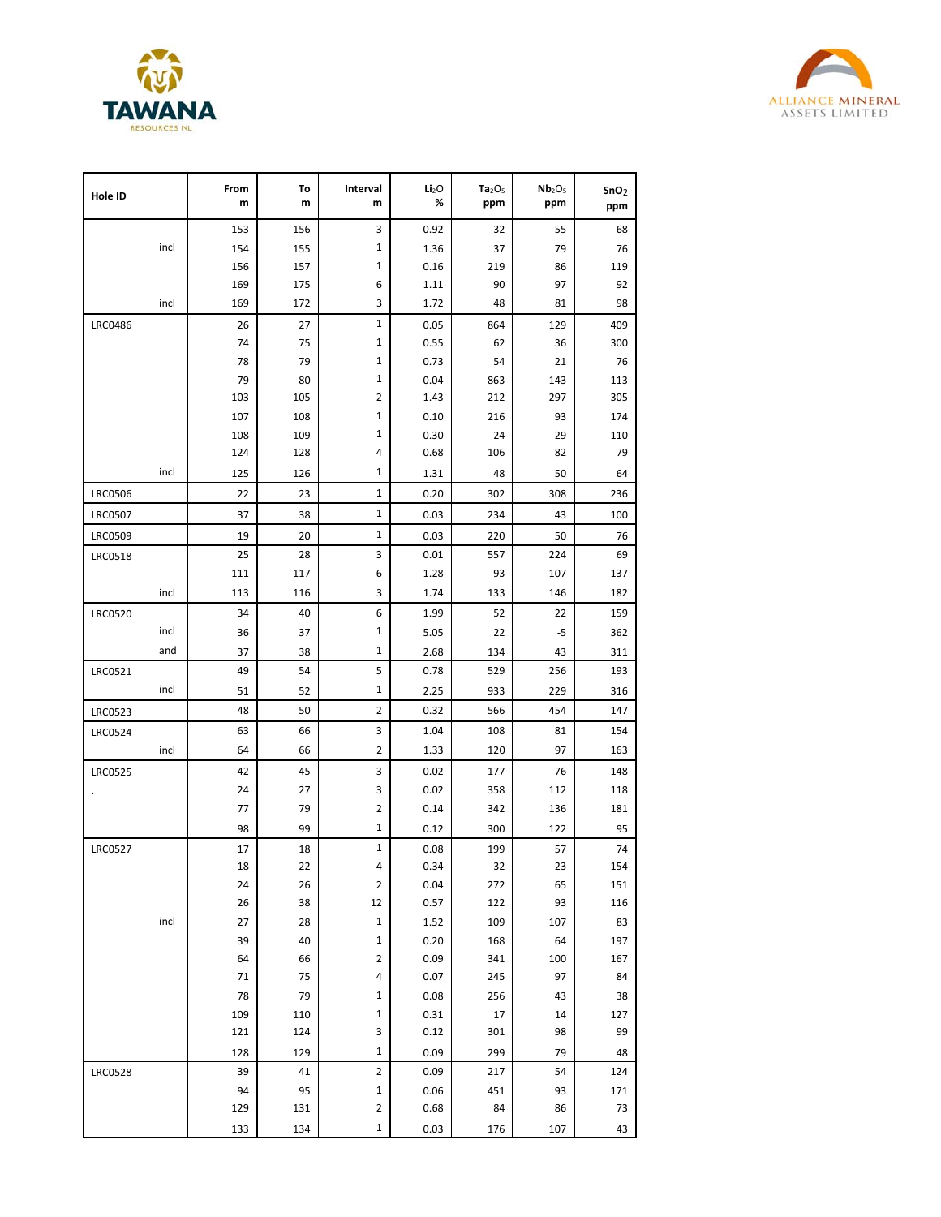| Hole ID | From m | To m | Interval m | $Li_2O$ % | $Ta_2O_5$ ppm | $Nb_2O_5$ ppm | $SnO_2$ ppm |
|---|---|---|---|---|---|---|---|
| | 153 | 156 | 3 | 0.92 | 32 | 55 | 68 |
| incl | 154 | 155 | 1 | 1.36 | 37 | 79 | 76 |
| | 156 | 157 | 1 | 0.16 | 219 | 86 | 119 |
| | 169 | 175 | 6 | 1.11 | 90 | 97 | 92 |
| incl | 169 | 172 | 3 | 1.72 | 48 | 81 | 98 |
| LRC0486 | 26 | 27 | 1 | 0.05 | 864 | 129 | 409 |
| | 74 | 75 | 1 | 0.55 | 62 | 36 | 300 |
| | 78 | 79 | 1 | 0.73 | 54 | 21 | 76 |
| | 79 | 80 | 1 | 0.04 | 863 | 143 | 113 |
| | 103 | 105 | 2 | 1.43 | 212 | 297 | 305 |
| | 107 | 108 | 1 | 0.10 | 216 | 93 | 174 |
| | 108 | 109 | 1 | 0.30 | 24 | 29 | 110 |
| | 124 | 128 | 4 | 0.68 | 106 | 82 | 79 |
| incl | 125 | 126 | 1 | 1.31 | 48 | 50 | 64 |
| LRC0506 | 22 | 23 | 1 | 0.20 | 302 | 308 | 236 |
| LRC0507 | 37 | 38 | 1 | 0.03 | 234 | 43 | 100 |
| LRC0509 | 19 | 20 | 1 | 0.03 | 220 | 50 | 76 |
| LRC0518 | 25 | 28 | 3 | 0.01 | 557 | 224 | 69 |
| | 111 | 117 | 6 | 1.28 | 93 | 107 | 137 |
| incl | 113 | 116 | 3 | 1.74 | 133 | 146 | 182 |
| LRC0520 | 34 | 40 | 6 | 1.99 | 52 | 22 | 159 |
| incl | 36 | 37 | 1 | 5.05 | 22 | -5 | 362 |
| and | 37 | 38 | 1 | 2.68 | 134 | 43 | 311 |
| LRC0521 | 49 | 54 | 5 | 0.78 | 529 | 256 | 193 |
| incl | 51 | 52 | 1 | 2.25 | 933 | 229 | 316 |
| LRC0523 | 48 | 50 | 2 | 0.32 | 566 | 454 | 147 |
| LRC0524 | 63 | 66 | 3 | 1.04 | 108 | 81 | 154 |
| incl | 64 | 66 | 2 | 1.33 | 120 | 97 | 163 |
| LRC0525 | 42 | 45 | 3 | 0.02 | 177 | 76 | 148 |
| . | 24 | 27 | 3 | 0.02 | 358 | 112 | 118 |
| | 77 | 79 | 2 | 0.14 | 342 | 136 | 181 |
| | 98 | 99 | 1 | 0.12 | 300 | 122 | 95 |
| LRC0527 | 17 | 18 | 1 | 0.08 | 199 | 57 | 74 |
| | 18 | 22 | 4 | 0.34 | 32 | 23 | 154 |
| | 24 | 26 | 2 | 0.04 | 272 | 65 | 151 |
| | 26 | 38 | 12 | 0.57 | 122 | 93 | 116 |
| incl | 27 | 28 | 1 | 1.52 | 109 | 107 | 83 |
| | 39 | 40 | 1 | 0.20 | 168 | 64 | 197 |
| | 64 | 66 | 2 | 0.09 | 341 | 100 | 167 |
| | 71 | 75 | 4 | 0.07 | 245 | 97 | 84 |
| | 78 | 79 | 1 | 0.08 | 256 | 43 | 38 |
| | 109 | 110 | 1 | 0.31 | 17 | 14 | 127 |
| | 121 | 124 | 3 | 0.12 | 301 | 98 | 99 |
| | 128 | 129 | 1 | 0.09 | 299 | 79 | 48 |
| LRC0528 | 39 | 41 | 2 | 0.09 | 217 | 54 | 124 |
| | 94 | 95 | 1 | 0.06 | 451 | 93 | 171 |
| | 129 | 131 | 2 | 0.68 | 84 | 86 | 73 |
| | 133 | 134 | 1 | 0.03 | 176 | 107 | 43 |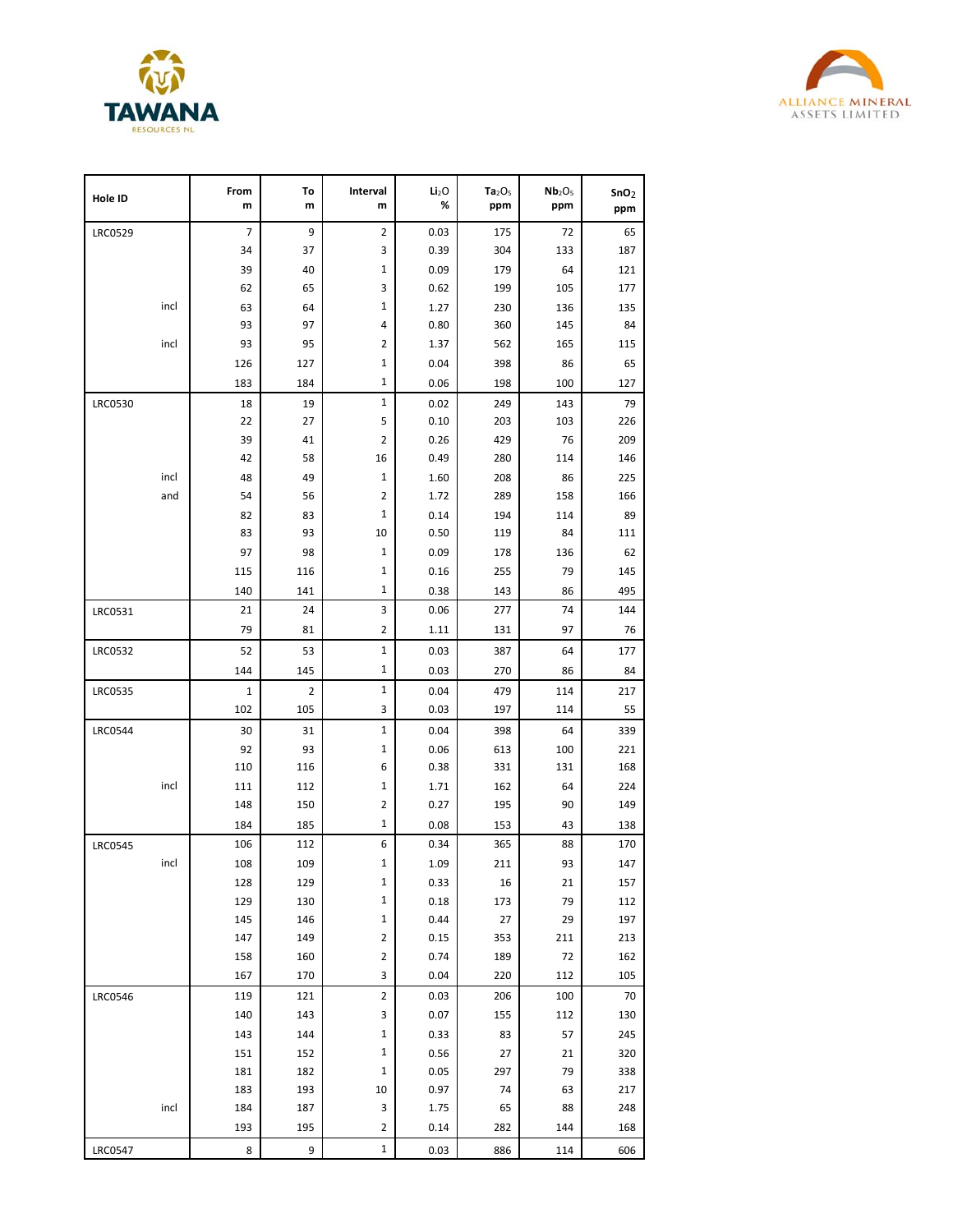| Hole ID | | From m | To m | Interval m | $Li_2O$ % | $Ta_2O_5$ ppm | $Nb_2O_5$ ppm | $SnO_2$ ppm |
|---|---|---|---|---|---|---|---|---|
| LRC0529 | | 7 | 9 | 2 | 0.03 | 175 | 72 | 65 |
| | | 34 | 37 | 3 | 0.39 | 304 | 133 | 187 |
| | | 39 | 40 | 1 | 0.09 | 179 | 64 | 121 |
| | | 62 | 65 | 3 | 0.62 | 199 | 105 | 177 |
| | incl | 63 | 64 | 1 | 1.27 | 230 | 136 | 135 |
| | | 93 | 97 | 4 | 0.80 | 360 | 145 | 84 |
| | incl | 93 | 95 | 2 | 1.37 | 562 | 165 | 115 |
| | | 126 | 127 | 1 | 0.04 | 398 | 86 | 65 |
| | | 183 | 184 | 1 | 0.06 | 198 | 100 | 127 |
| LRC0530 | | 18 | 19 | 1 | 0.02 | 249 | 143 | 79 |
| | | 22 | 27 | 5 | 0.10 | 203 | 103 | 226 |
| | | 39 | 41 | 2 | 0.26 | 429 | 76 | 209 |
| | | 42 | 58 | 16 | 0.49 | 280 | 114 | 146 |
| | incl | 48 | 49 | 1 | 1.60 | 208 | 86 | 225 |
| | and | 54 | 56 | 2 | 1.72 | 289 | 158 | 166 |
| | | 82 | 83 | 1 | 0.14 | 194 | 114 | 89 |
| | | 83 | 93 | 10 | 0.50 | 119 | 84 | 111 |
| | | 97 | 98 | 1 | 0.09 | 178 | 136 | 62 |
| | | 115 | 116 | 1 | 0.16 | 255 | 79 | 145 |
| | | 140 | 141 | 1 | 0.38 | 143 | 86 | 495 |
| LRC0531 | | 21 | 24 | 3 | 0.06 | 277 | 74 | 144 |
| | | 79 | 81 | 2 | 1.11 | 131 | 97 | 76 |
| LRC0532 | | 52 | 53 | 1 | 0.03 | 387 | 64 | 177 |
| | | 144 | 145 | 1 | 0.03 | 270 | 86 | 84 |
| LRC0535 | | 1 | 2 | 1 | 0.04 | 479 | 114 | 217 |
| | | 102 | 105 | 3 | 0.03 | 197 | 114 | 55 |
| LRC0544 | | 30 | 31 | 1 | 0.04 | 398 | 64 | 339 |
| | | 92 | 93 | 1 | 0.06 | 613 | 100 | 221 |
| | | 110 | 116 | 6 | 0.38 | 331 | 131 | 168 |
| | incl | 111 | 112 | 1 | 1.71 | 162 | 64 | 224 |
| | | 148 | 150 | 2 | 0.27 | 195 | 90 | 149 |
| | | 184 | 185 | 1 | 0.08 | 153 | 43 | 138 |
| LRC0545 | | 106 | 112 | 6 | 0.34 | 365 | 88 | 170 |
| | incl | 108 | 109 | 1 | 1.09 | 211 | 93 | 147 |
| | | 128 | 129 | 1 | 0.33 | 16 | 21 | 157 |
| | | 129 | 130 | 1 | 0.18 | 173 | 79 | 112 |
| | | 145 | 146 | 1 | 0.44 | 27 | 29 | 197 |
| | | 147 | 149 | 2 | 0.15 | 353 | 211 | 213 |
| | | 158 | 160 | 2 | 0.74 | 189 | 72 | 162 |
| | | 167 | 170 | 3 | 0.04 | 220 | 112 | 105 |
| LRC0546 | | 119 | 121 | 2 | 0.03 | 206 | 100 | 70 |
| | | 140 | 143 | 3 | 0.07 | 155 | 112 | 130 |
| | | 143 | 144 | 1 | 0.33 | 83 | 57 | 245 |
| | | 151 | 152 | 1 | 0.56 | 27 | 21 | 320 |
| | | 181 | 182 | 1 | 0.05 | 297 | 79 | 338 |
| | | 183 | 193 | 10 | 0.97 | 74 | 63 | 217 |
| | incl | 184 | 187 | 3 | 1.75 | 65 | 88 | 248 |
| | | 193 | 195 | 2 | 0.14 | 282 | 144 | 168 |
| LRC0547 | | 8 | 9 | 1 | 0.03 | 886 | 114 | 606 |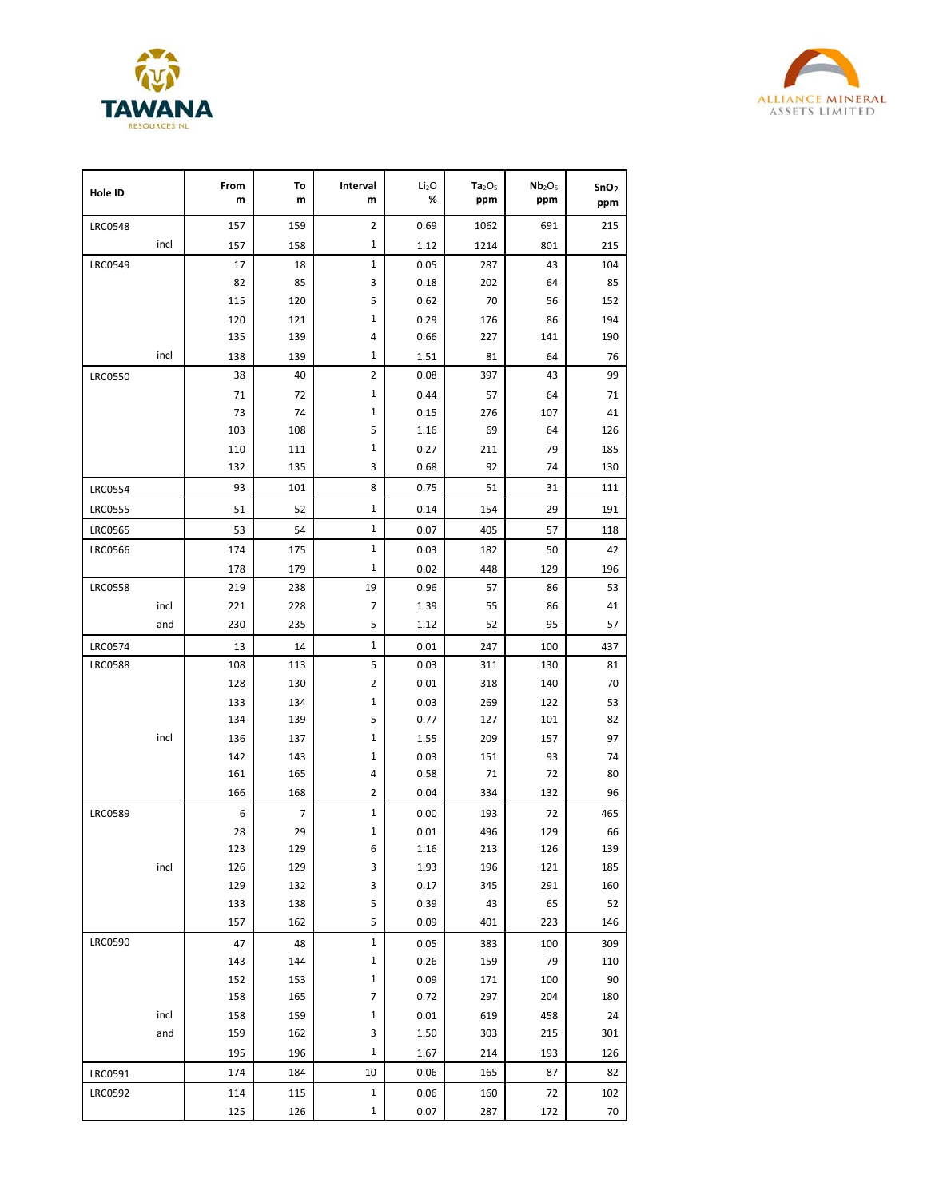| Hole ID | | From m | To m | Interval m | $Li_2O$ % | $Ta_2O_5$ ppm | $Nb_2O_5$ ppm | $SnO_2$ ppm |
|---|---|---|---|---|---|---|---|---|
| LRC0548 | | 157 | 159 | 2 | 0.69 | 1062 | 691 | 215 |
| | incl | 157 | 158 | 1 | 1.12 | 1214 | 801 | 215 |
| LRC0549 | | 17 | 18 | 1 | 0.05 | 287 | 43 | 104 |
| | | 82 | 85 | 3 | 0.18 | 202 | 64 | 85 |
| | | 115 | 120 | 5 | 0.62 | 70 | 56 | 152 |
| | | 120 | 121 | 1 | 0.29 | 176 | 86 | 194 |
| | | 135 | 139 | 4 | 0.66 | 227 | 141 | 190 |
| | incl | 138 | 139 | 1 | 1.51 | 81 | 64 | 76 |
| LRC0550 | | 38 | 40 | 2 | 0.08 | 397 | 43 | 99 |
| | | 71 | 72 | 1 | 0.44 | 57 | 64 | 71 |
| | | 73 | 74 | 1 | 0.15 | 276 | 107 | 41 |
| | | 103 | 108 | 5 | 1.16 | 69 | 64 | 126 |
| | | 110 | 111 | 1 | 0.27 | 211 | 79 | 185 |
| | | 132 | 135 | 3 | 0.68 | 92 | 74 | 130 |
| LRC0554 | | 93 | 101 | 8 | 0.75 | 51 | 31 | 111 |
| LRC0555 | | 51 | 52 | 1 | 0.14 | 154 | 29 | 191 |
| LRC0565 | | 53 | 54 | 1 | 0.07 | 405 | 57 | 118 |
| LRC0566 | | 174 | 175 | 1 | 0.03 | 182 | 50 | 42 |
| | | 178 | 179 | 1 | 0.02 | 448 | 129 | 196 |
| LRC0558 | | 219 | 238 | 19 | 0.96 | 57 | 86 | 53 |
| | incl | 221 | 228 | 7 | 1.39 | 55 | 86 | 41 |
| | and | 230 | 235 | 5 | 1.12 | 52 | 95 | 57 |
| LRC0574 | | 13 | 14 | 1 | 0.01 | 247 | 100 | 437 |
| LRC0588 | | 108 | 113 | 5 | 0.03 | 311 | 130 | 81 |
| | | 128 | 130 | 2 | 0.01 | 318 | 140 | 70 |
| | | 133 | 134 | 1 | 0.03 | 269 | 122 | 53 |
| | | 134 | 139 | 5 | 0.77 | 127 | 101 | 82 |
| | incl | 136 | 137 | 1 | 1.55 | 209 | 157 | 97 |
| | | 142 | 143 | 1 | 0.03 | 151 | 93 | 74 |
| | | 161 | 165 | 4 | 0.58 | 71 | 72 | 80 |
| | | 166 | 168 | 2 | 0.04 | 334 | 132 | 96 |
| LRC0589 | | 6 | 7 | 1 | 0.00 | 193 | 72 | 465 |
| | | 28 | 29 | 1 | 0.01 | 496 | 129 | 66 |
| | | 123 | 129 | 6 | 1.16 | 213 | 126 | 139 |
| | incl | 126 | 129 | 3 | 1.93 | 196 | 121 | 185 |
| | | 129 | 132 | 3 | 0.17 | 345 | 291 | 160 |
| | | 133 | 138 | 5 | 0.39 | 43 | 65 | 52 |
| | | 157 | 162 | 5 | 0.09 | 401 | 223 | 146 |
| LRC0590 | | 47 | 48 | 1 | 0.05 | 383 | 100 | 309 |
| | | 143 | 144 | 1 | 0.26 | 159 | 79 | 110 |
| | | 152 | 153 | 1 | 0.09 | 171 | 100 | 90 |
| | | 158 | 165 | 7 | 0.72 | 297 | 204 | 180 |
| | incl | 158 | 159 | 1 | 0.01 | 619 | 458 | 24 |
| | and | 159 | 162 | 3 | 1.50 | 303 | 215 | 301 |
| | | 195 | 196 | 1 | 1.67 | 214 | 193 | 126 |
| LRC0591 | | 174 | 184 | 10 | 0.06 | 165 | 87 | 82 |
| LRC0592 | | 114 | 115 | 1 | 0.06 | 160 | 72 | 102 |
| | | 125 | 126 | 1 | 0.07 | 287 | 172 | 70 |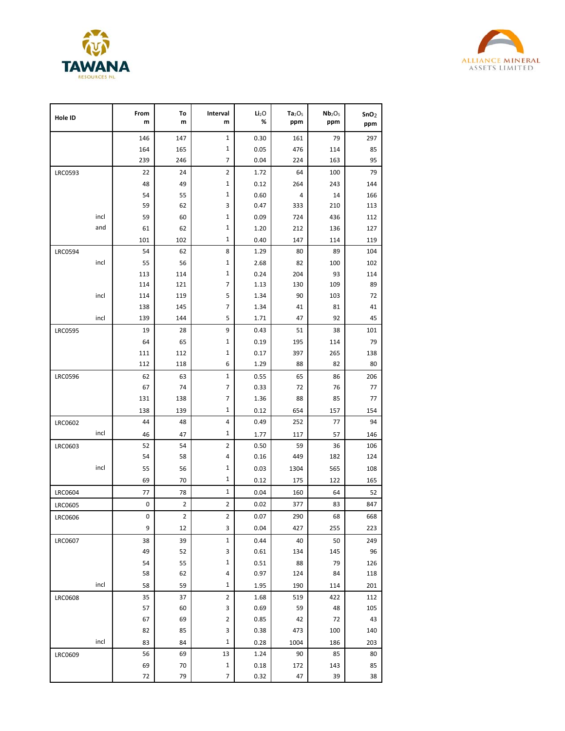| Hole ID | | From m | To m | Interval m | $Li_2O$ % | $Ta_2O_5$ ppm | $Nb_2O_5$ ppm | $SnO_2$ ppm |
|---|---|---|---|---|---|---|---|---|
| | | 146 | 147 | 1 | 0.30 | 161 | 79 | 297 |
| | | 164 | 165 | 1 | 0.05 | 476 | 114 | 85 |
| | | 239 | 246 | 7 | 0.04 | 224 | 163 | 95 |
| LRC0593 | | 22 | 24 | 2 | 1.72 | 64 | 100 | 79 |
| | | 48 | 49 | 1 | 0.12 | 264 | 243 | 144 |
| | | 54 | 55 | 1 | 0.60 | 4 | 14 | 166 |
| | | 59 | 62 | 3 | 0.47 | 333 | 210 | 113 |
| | incl | 59 | 60 | 1 | 0.09 | 724 | 436 | 112 |
| | and | 61 | 62 | 1 | 1.20 | 212 | 136 | 127 |
| | | 101 | 102 | 1 | 0.40 | 147 | 114 | 119 |
| LRC0594 | | 54 | 62 | 8 | 1.29 | 80 | 89 | 104 |
| | incl | 55 | 56 | 1 | 2.68 | 82 | 100 | 102 |
| | | 113 | 114 | 1 | 0.24 | 204 | 93 | 114 |
| | | 114 | 121 | 7 | 1.13 | 130 | 109 | 89 |
| | incl | 114 | 119 | 5 | 1.34 | 90 | 103 | 72 |
| | | 138 | 145 | 7 | 1.34 | 41 | 81 | 41 |
| | incl | 139 | 144 | 5 | 1.71 | 47 | 92 | 45 |
| LRC0595 | | 19 | 28 | 9 | 0.43 | 51 | 38 | 101 |
| | | 64 | 65 | 1 | 0.19 | 195 | 114 | 79 |
| | | 111 | 112 | 1 | 0.17 | 397 | 265 | 138 |
| | | 112 | 118 | 6 | 1.29 | 88 | 82 | 80 |
| LRC0596 | | 62 | 63 | 1 | 0.55 | 65 | 86 | 206 |
| | | 67 | 74 | 7 | 0.33 | 72 | 76 | 77 |
| | | 131 | 138 | 7 | 1.36 | 88 | 85 | 77 |
| | | 138 | 139 | 1 | 0.12 | 654 | 157 | 154 |
| LRC0602 | | 44 | 48 | 4 | 0.49 | 252 | 77 | 94 |
| | incl | 46 | 47 | 1 | 1.77 | 117 | 57 | 146 |
| LRC0603 | | 52 | 54 | 2 | 0.50 | 59 | 36 | 106 |
| | | 54 | 58 | 4 | 0.16 | 449 | 182 | 124 |
| | incl | 55 | 56 | 1 | 0.03 | 1304 | 565 | 108 |
| | | 69 | 70 | 1 | 0.12 | 175 | 122 | 165 |
| LRC0604 | | 77 | 78 | 1 | 0.04 | 160 | 64 | 52 |
| LRC0605 | | 0 | 2 | 2 | 0.02 | 377 | 83 | 847 |
| LRC0606 | | 0 | 2 | 2 | 0.07 | 290 | 68 | 668 |
| | | 9 | 12 | 3 | 0.04 | 427 | 255 | 223 |
| LRC0607 | | 38 | 39 | 1 | 0.44 | 40 | 50 | 249 |
| | | 49 | 52 | 3 | 0.61 | 134 | 145 | 96 |
| | | 54 | 55 | 1 | 0.51 | 88 | 79 | 126 |
| | | 58 | 62 | 4 | 0.97 | 124 | 84 | 118 |
| | incl | 58 | 59 | 1 | 1.95 | 190 | 114 | 201 |
| LRC0608 | | 35 | 37 | 2 | 1.68 | 519 | 422 | 112 |
| | | 57 | 60 | 3 | 0.69 | 59 | 48 | 105 |
| | | 67 | 69 | 2 | 0.85 | 42 | 72 | 43 |
| | | 82 | 85 | 3 | 0.38 | 473 | 100 | 140 |
| | incl | 83 | 84 | 1 | 0.28 | 1004 | 186 | 203 |
| LRC0609 | | 56 | 69 | 13 | 1.24 | 90 | 85 | 80 |
| | | 69 | 70 | 1 | 0.18 | 172 | 143 | 85 |
| | | 72 | 79 | 7 | 0.32 | 47 | 39 | 38 |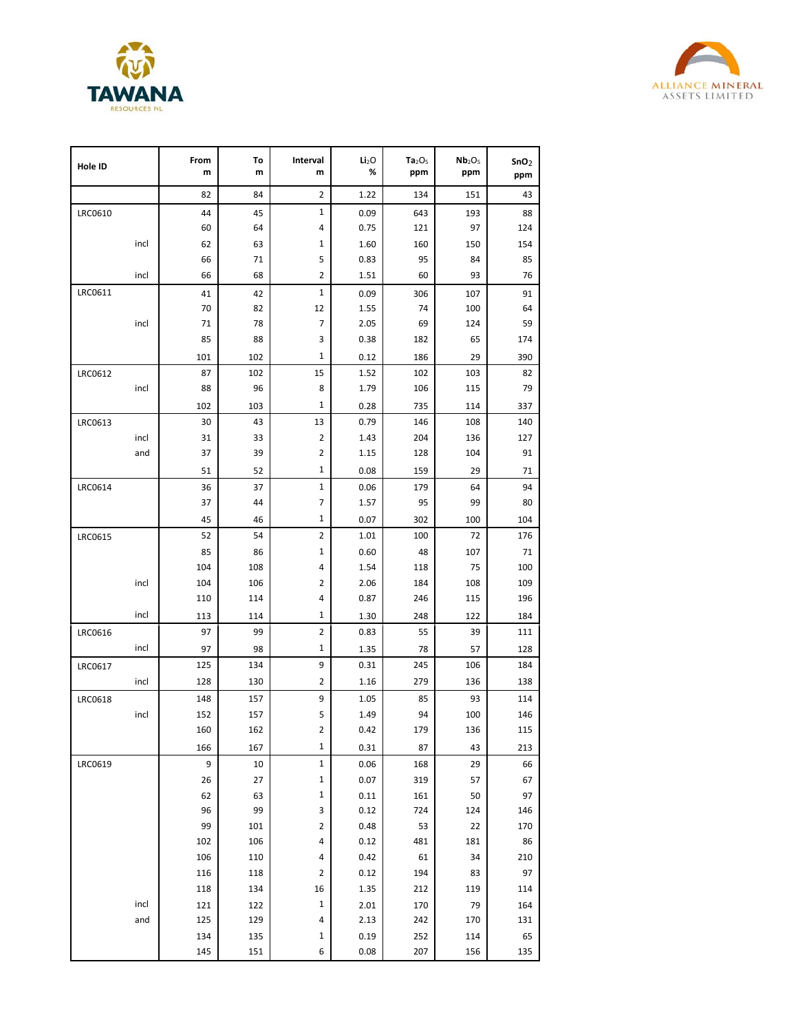| Hole ID | | From m | To m | Interval m | $Li_2O$ % | $Ta_2O_5$ ppm | $Nb_2O_5$ ppm | $SnO_2$ ppm |
|---|---|---|---|---|---|---|---|---|
| | | 82 | 84 | 2 | 1.22 | 134 | 151 | 43 |
| LRC0610 | | 44 | 45 | 1 | 0.09 | 643 | 193 | 88 |
| | | 60 | 64 | 4 | 0.75 | 121 | 97 | 124 |
| | incl | 62 | 63 | 1 | 1.60 | 160 | 150 | 154 |
| | | 66 | 71 | 5 | 0.83 | 95 | 84 | 85 |
| | incl | 66 | 68 | 2 | 1.51 | 60 | 93 | 76 |
| LRC0611 | | 41 | 42 | 1 | 0.09 | 306 | 107 | 91 |
| | | 70 | 82 | 12 | 1.55 | 74 | 100 | 64 |
| | incl | 71 | 78 | 7 | 2.05 | 69 | 124 | 59 |
| | | 85 | 88 | 3 | 0.38 | 182 | 65 | 174 |
| | | 101 | 102 | 1 | 0.12 | 186 | 29 | 390 |
| LRC0612 | | 87 | 102 | 15 | 1.52 | 102 | 103 | 82 |
| | incl | 88 | 96 | 8 | 1.79 | 106 | 115 | 79 |
| | | 102 | 103 | 1 | 0.28 | 735 | 114 | 337 |
| LRC0613 | | 30 | 43 | 13 | 0.79 | 146 | 108 | 140 |
| | incl | 31 | 33 | 2 | 1.43 | 204 | 136 | 127 |
| | and | 37 | 39 | 2 | 1.15 | 128 | 104 | 91 |
| | | 51 | 52 | 1 | 0.08 | 159 | 29 | 71 |
| LRC0614 | | 36 | 37 | 1 | 0.06 | 179 | 64 | 94 |
| | | 37 | 44 | 7 | 1.57 | 95 | 99 | 80 |
| | | 45 | 46 | 1 | 0.07 | 302 | 100 | 104 |
| LRC0615 | | 52 | 54 | 2 | 1.01 | 100 | 72 | 176 |
| | | 85 | 86 | 1 | 0.60 | 48 | 107 | 71 |
| | | 104 | 108 | 4 | 1.54 | 118 | 75 | 100 |
| | incl | 104 | 106 | 2 | 2.06 | 184 | 108 | 109 |
| | | 110 | 114 | 4 | 0.87 | 246 | 115 | 196 |
| | incl | 113 | 114 | 1 | 1.30 | 248 | 122 | 184 |
| LRC0616 | | 97 | 99 | 2 | 0.83 | 55 | 39 | 111 |
| | incl | 97 | 98 | 1 | 1.35 | 78 | 57 | 128 |
| LRC0617 | | 125 | 134 | 9 | 0.31 | 245 | 106 | 184 |
| | incl | 128 | 130 | 2 | 1.16 | 279 | 136 | 138 |
| LRC0618 | | 148 | 157 | 9 | 1.05 | 85 | 93 | 114 |
| | incl | 152 | 157 | 5 | 1.49 | 94 | 100 | 146 |
| | | 160 | 162 | 2 | 0.42 | 179 | 136 | 115 |
| | | 166 | 167 | 1 | 0.31 | 87 | 43 | 213 |
| LRC0619 | | 9 | 10 | 1 | 0.06 | 168 | 29 | 66 |
| | | 26 | 27 | 1 | 0.07 | 319 | 57 | 67 |
| | | 62 | 63 | 1 | 0.11 | 161 | 50 | 97 |
| | | 96 | 99 | 3 | 0.12 | 724 | 124 | 146 |
| | | 99 | 101 | 2 | 0.48 | 53 | 22 | 170 |
| | | 102 | 106 | 4 | 0.12 | 481 | 181 | 86 |
| | | 106 | 110 | 4 | 0.42 | 61 | 34 | 210 |
| | | 116 | 118 | 2 | 0.12 | 194 | 83 | 97 |
| | | 118 | 134 | 16 | 1.35 | 212 | 119 | 114 |
| | incl | 121 | 122 | 1 | 2.01 | 170 | 79 | 164 |
| | and | 125 | 129 | 4 | 2.13 | 242 | 170 | 131 |
| | | 134 | 135 | 1 | 0.19 | 252 | 114 | 65 |
| | | 145 | 151 | 6 | 0.08 | 207 | 156 | 135 |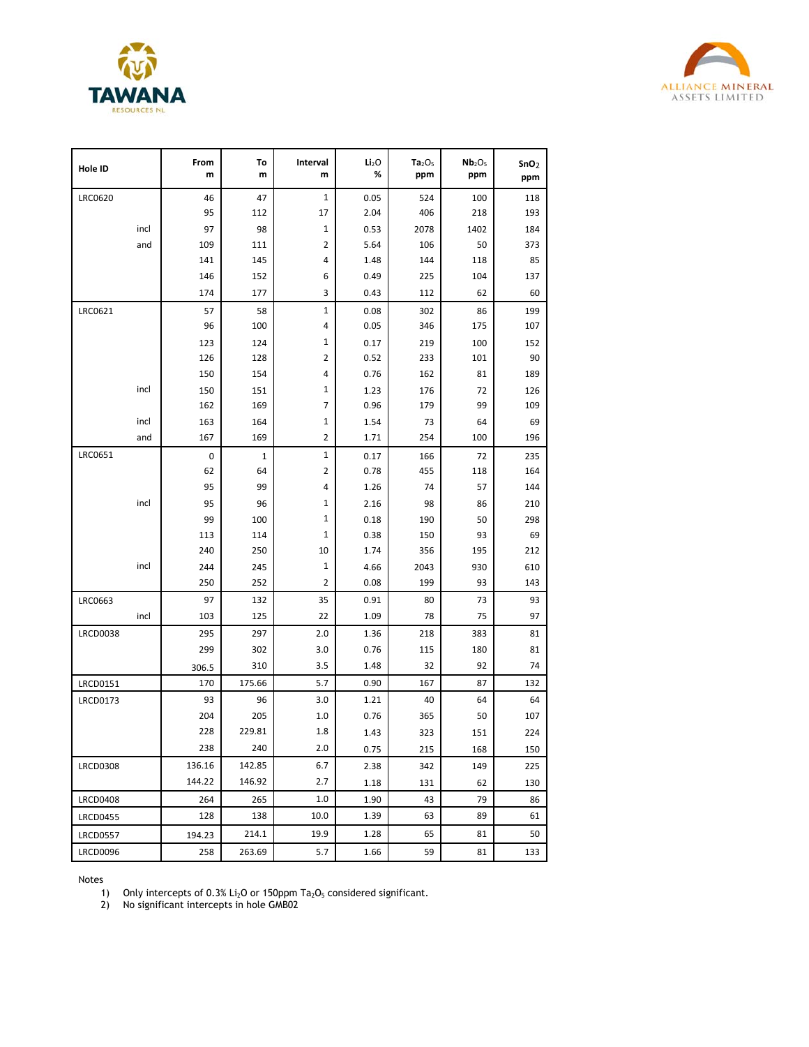| Hole ID | | From m | To m | Interval m | $Li_2O$ % | $Ta_2O_5$ ppm | $Nb_2O_5$ ppm | $SnO_2$ ppm |
|---|---|---|---|---|---|---|---|---|
| LRC0620 | | 46 | 47 | 1 | 0.05 | 524 | 100 | 118 |
| | | 95 | 112 | 17 | 2.04 | 406 | 218 | 193 |
| | incl | 97 | 98 | 1 | 0.53 | 2078 | 1402 | 184 |
| | and | 109 | 111 | 2 | 5.64 | 106 | 50 | 373 |
| | | 141 | 145 | 4 | 1.48 | 144 | 118 | 85 |
| | | 146 | 152 | 6 | 0.49 | 225 | 104 | 137 |
| | | 174 | 177 | 3 | 0.43 | 112 | 62 | 60 |
| LRC0621 | | 57 | 58 | 1 | 0.08 | 302 | 86 | 199 |
| | | 96 | 100 | 4 | 0.05 | 346 | 175 | 107 |
| | | 123 | 124 | 1 | 0.17 | 219 | 100 | 152 |
| | | 126 | 128 | 2 | 0.52 | 233 | 101 | 90 |
| | | 150 | 154 | 4 | 0.76 | 162 | 81 | 189 |
| | incl | 150 | 151 | 1 | 1.23 | 176 | 72 | 126 |
| | | 162 | 169 | 7 | 0.96 | 179 | 99 | 109 |
| | incl | 163 | 164 | 1 | 1.54 | 73 | 64 | 69 |
| | and | 167 | 169 | 2 | 1.71 | 254 | 100 | 196 |
| LRC0651 | | 0 | 1 | 1 | 0.17 | 166 | 72 | 235 |
| | | 62 | 64 | 2 | 0.78 | 455 | 118 | 164 |
| | | 95 | 99 | 4 | 1.26 | 74 | 57 | 144 |
| | incl | 95 | 96 | 1 | 2.16 | 98 | 86 | 210 |
| | | 99 | 100 | 1 | 0.18 | 190 | 50 | 298 |
| | | 113 | 114 | 1 | 0.38 | 150 | 93 | 69 |
| | | 240 | 250 | 10 | 1.74 | 356 | 195 | 212 |
| | incl | 244 | 245 | 1 | 4.66 | 2043 | 930 | 610 |
| | | 250 | 252 | 2 | 0.08 | 199 | 93 | 143 |
| LRC0663 | | 97 | 132 | 35 | 0.91 | 80 | 73 | 93 |
| | incl | 103 | 125 | 22 | 1.09 | 78 | 75 | 97 |
| LRCD0038 | | 295 | 297 | 2.0 | 1.36 | 218 | 383 | 81 |
| | | 299 | 302 | 3.0 | 0.76 | 115 | 180 | 81 |
| | | 306.5 | 310 | 3.5 | 1.48 | 32 | 92 | 74 |
| LRCD0151 | | 170 | 175.66 | 5.7 | 0.90 | 167 | 87 | 132 |
| LRCD0173 | | 93 | 96 | 3.0 | 1.21 | 40 | 64 | 64 |
| | | 204 | 205 | 1.0 | 0.76 | 365 | 50 | 107 |
| | | 228 | 229.81 | 1.8 | 1.43 | 323 | 151 | 224 |
| | | 238 | 240 | 2.0 | 0.75 | 215 | 168 | 150 |
| LRCD0308 | | 136.16 | 142.85 | 6.7 | 2.38 | 342 | 149 | 225 |
| | | 144.22 | 146.92 | 2.7 | 1.18 | 131 | 62 | 130 |
| LRCD0408 | | 264 | 265 | 1.0 | 1.90 | 43 | 79 | 86 |
| LRCD0455 | | 128 | 138 | 10.0 | 1.39 | 63 | 89 | 61 |
| LRCD0557 | | 194.23 | 214.1 | 19.9 | 1.28 | 65 | 81 | 50 |
| LRCD0096 | | 258 | 263.69 | 5.7 | 1.66 | 59 | 81 | 133 |

Notes

1) Only intercepts of 0.3% $Li_2O$ or 150ppm $Ta_2O_5$ considered significant.
2) No significant intercepts in hole GMB02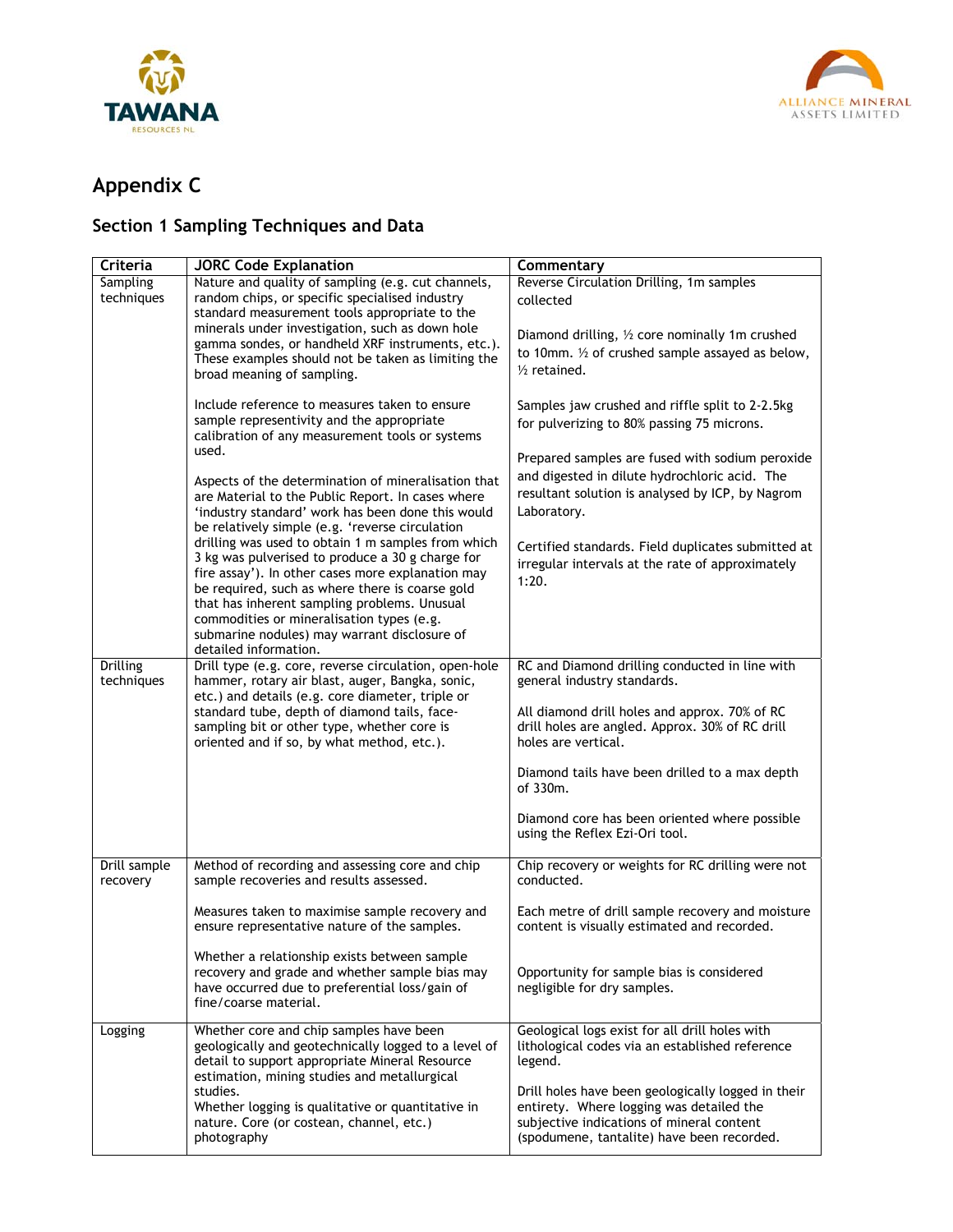## Appendix C

### Section 1 Sampling Techniques and Data

| Criteria | JORC Code Explanation | Commentary |
|---|---|---|
| Sampling techniques | Nature and quality of sampling (e.g. cut channels, random chips, or specific specialised industry standard measurement tools appropriate to the minerals under investigation, such as down hole gamma sondes, or handheld XRF instruments, etc.). These examples should not be taken as limiting the broad meaning of sampling.<br><br>Include reference to measures taken to ensure sample representivity and the appropriate calibration of any measurement tools or systems used.<br><br>Aspects of the determination of mineralisation that are Material to the Public Report. In cases where 'industry standard' work has been done this would be relatively simple (e.g. 'reverse circulation drilling was used to obtain 1 m samples from which 3 kg was pulverised to produce a 30 g charge for fire assay'). In other cases more explanation may be required, such as where there is coarse gold that has inherent sampling problems. Unusual commodities or mineralisation types (e.g. submarine nodules) may warrant disclosure of detailed information. | Reverse Circulation Drilling, 1m samples collected<br><br>Diamond drilling, ½ core nominally 1m crushed to 10mm. ½ of crushed sample assayed as below, ½ retained.<br><br>Samples jaw crushed and riffle split to 2-2.5kg for pulverizing to 80% passing 75 microns.<br><br>Prepared samples are fused with sodium peroxide and digested in dilute hydrochloric acid. The resultant solution is analysed by ICP, by Nagrom Laboratory.<br><br>Certified standards. Field duplicates submitted at irregular intervals at the rate of approximately 1:20. |
| Drilling techniques | Drill type (e.g. core, reverse circulation, open-hole hammer, rotary air blast, auger, Bangka, sonic, etc.) and details (e.g. core diameter, triple or standard tube, depth of diamond tails, face-sampling bit or other type, whether core is oriented and if so, by what method, etc.). | RC and Diamond drilling conducted in line with general industry standards.<br><br>All diamond drill holes and approx. 70% of RC drill holes are angled. Approx. 30% of RC drill holes are vertical.<br><br>Diamond tails have been drilled to a max depth of 330m.<br><br>Diamond core has been oriented where possible using the Reflex Ezi-Ori tool. |
| Drill sample recovery | Method of recording and assessing core and chip sample recoveries and results assessed.<br><br>Measures taken to maximise sample recovery and ensure representative nature of the samples.<br><br>Whether a relationship exists between sample recovery and grade and whether sample bias may have occurred due to preferential loss/gain of fine/coarse material. | Chip recovery or weights for RC drilling were not conducted.<br><br>Each metre of drill sample recovery and moisture content is visually estimated and recorded.<br><br>Opportunity for sample bias is considered negligible for dry samples. |
| Logging | Whether core and chip samples have been geologically and geotechnically logged to a level of detail to support appropriate Mineral Resource estimation, mining studies and metallurgical studies.<br>Whether logging is qualitative or quantitative in nature. Core (or costean, channel, etc.) photography | Geological logs exist for all drill holes with lithological codes via an established reference legend.<br><br>Drill holes have been geologically logged in their entirety. Where logging was detailed the subjective indications of mineral content (spodumene, tantalite) have been recorded. |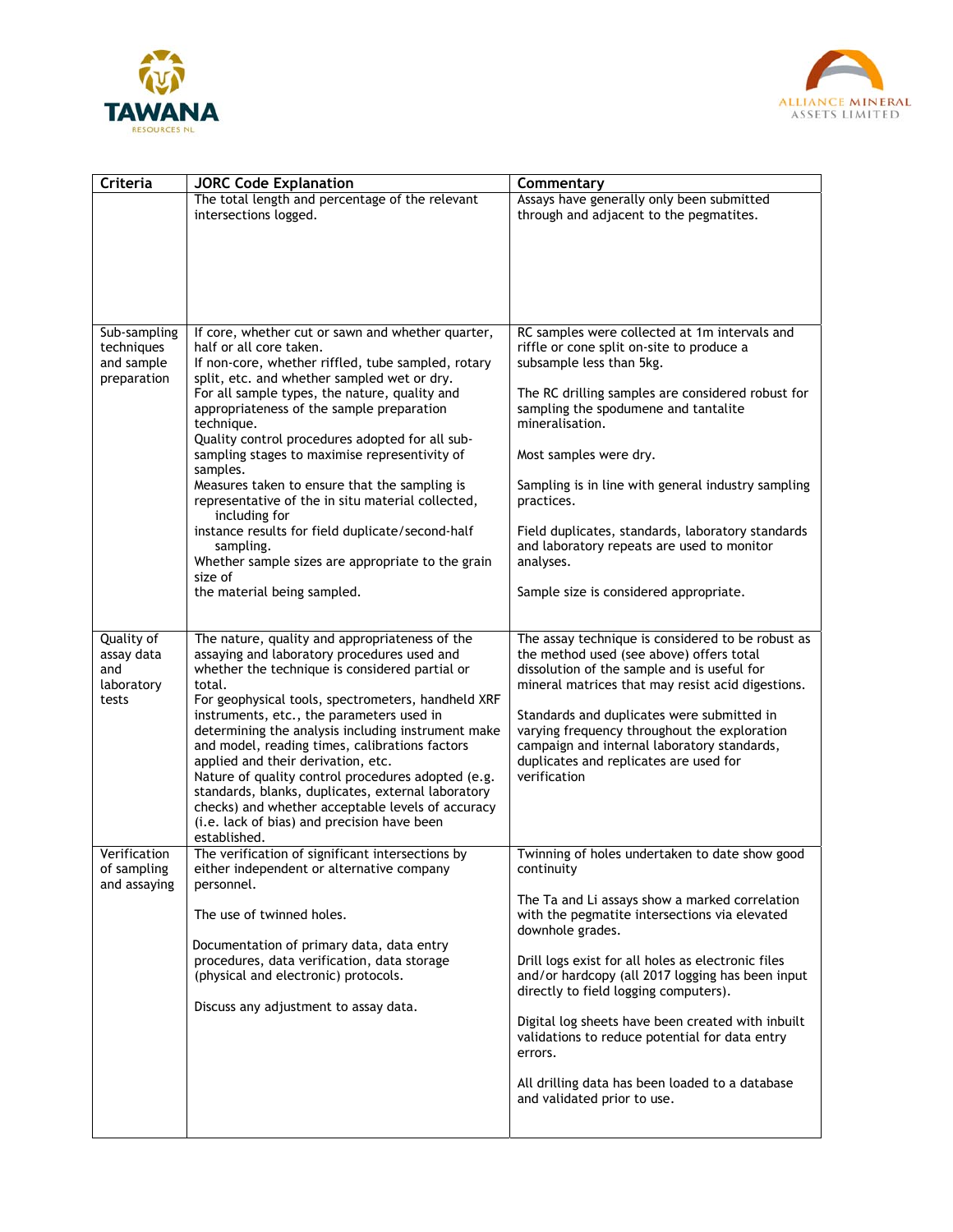| Criteria | JORC Code Explanation | Commentary |
|---|---|---|
| | The total length and percentage of the relevant intersections logged. | Assays have generally only been submitted through and adjacent to the pegmatites. |
| Sub-sampling techniques and sample preparation | If core, whether cut or sawn and whether quarter, half or all core taken.<br>If non-core, whether riffled, tube sampled, rotary split, etc. and whether sampled wet or dry.<br>For all sample types, the nature, quality and appropriateness of the sample preparation technique.<br>Quality control procedures adopted for all sub-sampling stages to maximise representivity of samples.<br>Measures taken to ensure that the sampling is representative of the in situ material collected, including for instance results for field duplicate/second-half sampling.<br>Whether sample sizes are appropriate to the grain size of the material being sampled. | RC samples were collected at 1m intervals and riffle or cone split on-site to produce a subsample less than 5kg.<br><br>The RC drilling samples are considered robust for sampling the spodumene and tantalite mineralisation.<br><br>Most samples were dry.<br><br>Sampling is in line with general industry sampling practices.<br><br>Field duplicates, standards, laboratory standards and laboratory repeats are used to monitor analyses.<br><br>Sample size is considered appropriate. |
| Quality of assay data and laboratory tests | The nature, quality and appropriateness of the assaying and laboratory procedures used and whether the technique is considered partial or total.<br>For geophysical tools, spectrometers, handheld XRF instruments, etc., the parameters used in determining the analysis including instrument make and model, reading times, calibrations factors applied and their derivation, etc.<br>Nature of quality control procedures adopted (e.g. standards, blanks, duplicates, external laboratory checks) and whether acceptable levels of accuracy (i.e. lack of bias) and precision have been established. | The assay technique is considered to be robust as the method used (see above) offers total dissolution of the sample and is useful for mineral matrices that may resist acid digestions.<br><br>Standards and duplicates were submitted in varying frequency throughout the exploration campaign and internal laboratory standards, duplicates and replicates are used for verification |
| Verification of sampling and assaying | The verification of significant intersections by either independent or alternative company personnel.<br><br>The use of twinned holes.<br><br>Documentation of primary data, data entry procedures, data verification, data storage (physical and electronic) protocols.<br><br>Discuss any adjustment to assay data. | Twinning of holes undertaken to date show good continuity<br><br>The Ta and Li assays show a marked correlation with the pegmatite intersections via elevated downhole grades.<br><br>Drill logs exist for all holes as electronic files and/or hardcopy (all 2017 logging has been input directly to field logging computers).<br><br>Digital log sheets have been created with inbuilt validations to reduce potential for data entry errors.<br><br>All drilling data has been loaded to a database and validated prior to use. |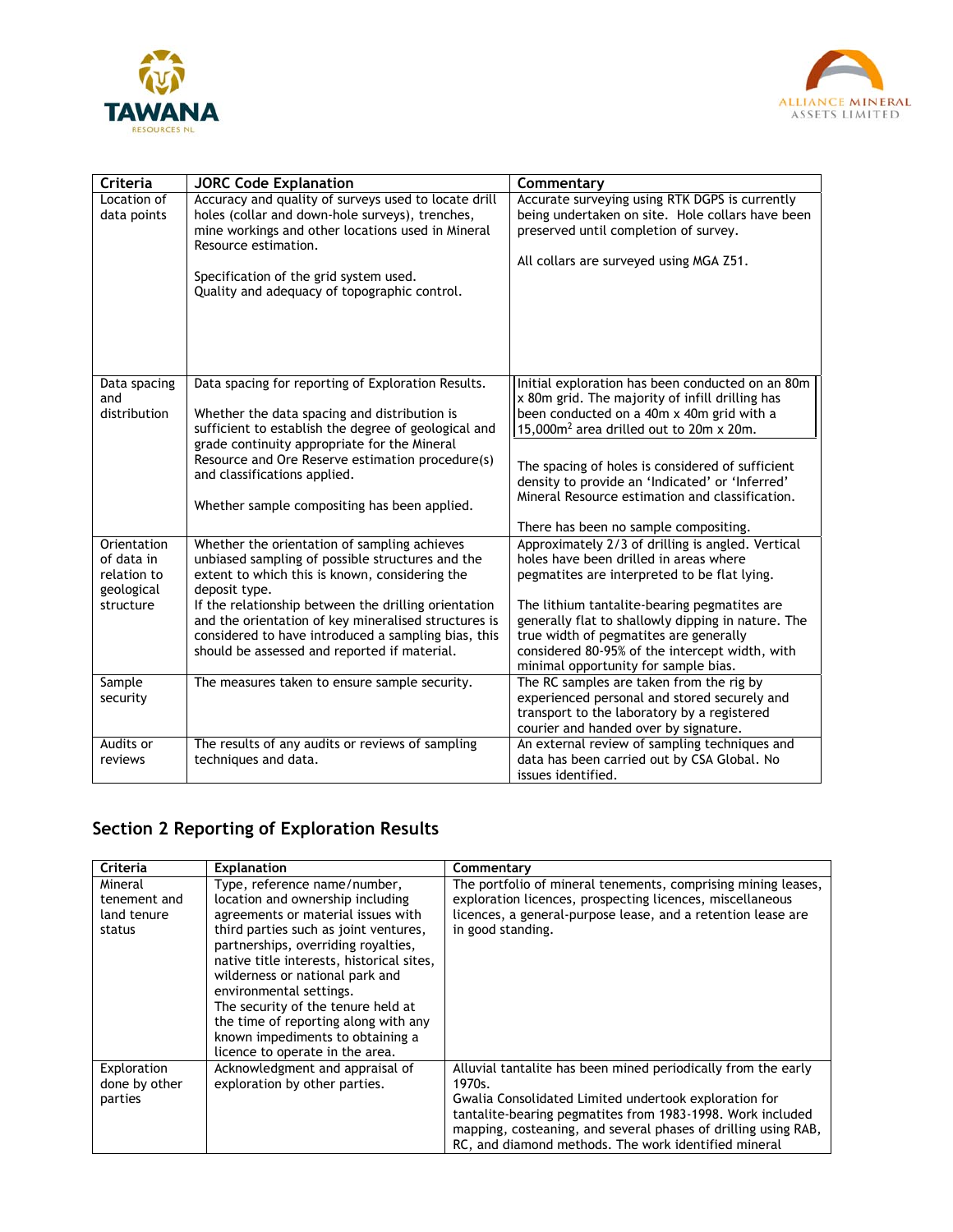| Criteria | JORC Code Explanation | Commentary |
|---|---|---|
| Location of data points | Accuracy and quality of surveys used to locate drill holes (collar and down-hole surveys), trenches, mine workings and other locations used in Mineral Resource estimation.<br><br>Specification of the grid system used.<br>Quality and adequacy of topographic control. | Accurate surveying using RTK DGPS is currently being undertaken on site. Hole collars have been preserved until completion of survey.<br><br>All collars are surveyed using MGA Z51. |
| Data spacing and distribution | Data spacing for reporting of Exploration Results.<br><br>Whether the data spacing and distribution is sufficient to establish the degree of geological and grade continuity appropriate for the Mineral Resource and Ore Reserve estimation procedure(s) and classifications applied.<br><br>Whether sample compositing has been applied. | Initial exploration has been conducted on an 80m x 80m grid. The majority of infill drilling has been conducted on a 40m x 40m grid with a 15,000m$^2$ area drilled out to 20m x 20m.<br><br>The spacing of holes is considered of sufficient density to provide an 'Indicated' or 'Inferred' Mineral Resource estimation and classification.<br><br>There has been no sample compositing. |
| Orientation of data in relation to geological structure | Whether the orientation of sampling achieves unbiased sampling of possible structures and the extent to which this is known, considering the deposit type.<br>If the relationship between the drilling orientation and the orientation of key mineralised structures is considered to have introduced a sampling bias, this should be assessed and reported if material. | Approximately 2/3 of drilling is angled. Vertical holes have been drilled in areas where pegmatites are interpreted to be flat lying.<br><br>The lithium tantalite-bearing pegmatites are generally flat to shallowly dipping in nature. The true width of pegmatites are generally considered 80-95% of the intercept width, with minimal opportunity for sample bias. |
| Sample security | The measures taken to ensure sample security. | The RC samples are taken from the rig by experienced personal and stored securely and transport to the laboratory by a registered courier and handed over by signature. |
| Audits or reviews | The results of any audits or reviews of sampling techniques and data. | An external review of sampling techniques and data has been carried out by CSA Global. No issues identified. |

## Section 2 Reporting of Exploration Results

| Criteria | Explanation | Commentary |
|---|---|---|
| Mineral tenement and land tenure status | Type, reference name/number, location and ownership including agreements or material issues with third parties such as joint ventures, partnerships, overriding royalties, native title interests, historical sites, wilderness or national park and environmental settings.<br>The security of the tenure held at the time of reporting along with any known impediments to obtaining a licence to operate in the area. | The portfolio of mineral tenements, comprising mining leases, exploration licences, prospecting licences, miscellaneous licences, a general-purpose lease, and a retention lease are in good standing. |
| Exploration done by other parties | Acknowledgment and appraisal of exploration by other parties. | Alluvial tantalite has been mined periodically from the early 1970s.<br>Gwalia Consolidated Limited undertook exploration for tantalite-bearing pegmatites from 1983-1998. Work included mapping, costeaning, and several phases of drilling using RAB, RC, and diamond methods. The work identified mineral |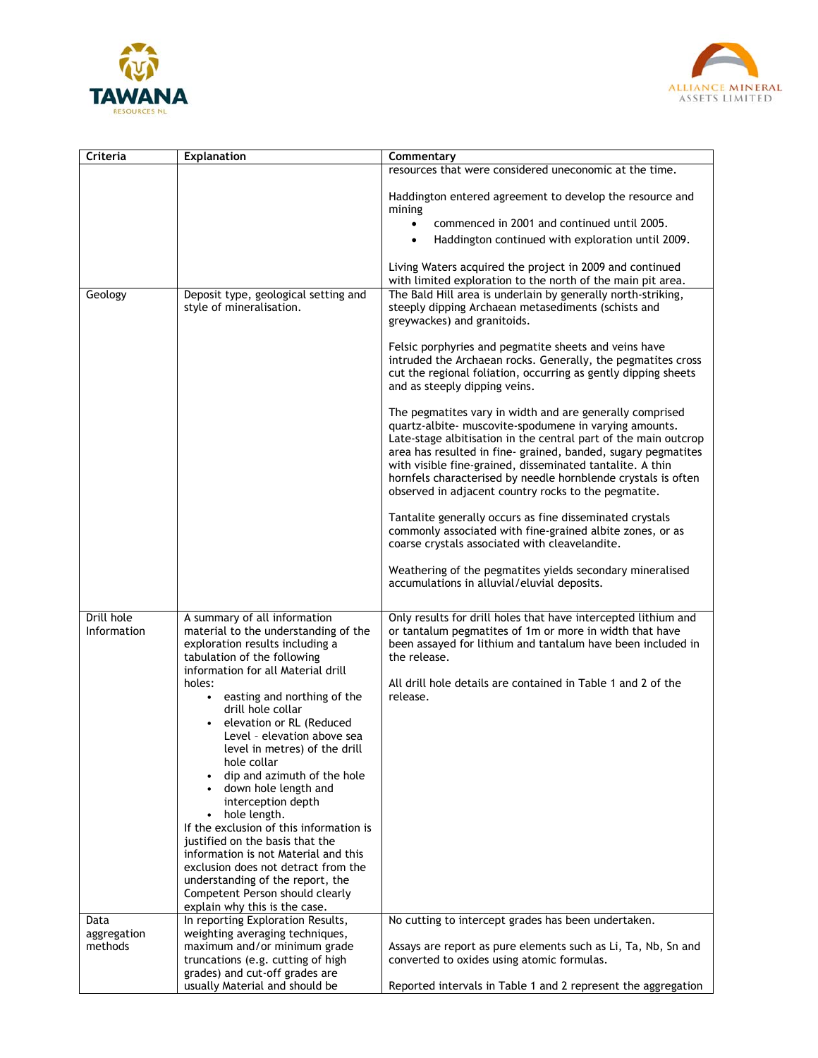| Criteria | Explanation | Commentary |
|---|---|---|
| | | resources that were considered uneconomic at the time.<br><br>Haddington entered agreement to develop the resource and mining<br>• commenced in 2001 and continued until 2005.<br>• Haddington continued with exploration until 2009.<br><br>Living Waters acquired the project in 2009 and continued with limited exploration to the north of the main pit area. |
| Geology | Deposit type, geological setting and style of mineralisation. | The Bald Hill area is underlain by generally north-striking, steeply dipping Archaean metasediments (schists and greywackes) and granitoids.<br><br>Felsic porphyries and pegmatite sheets and veins have intruded the Archaean rocks. Generally, the pegmatites cross cut the regional foliation, occurring as gently dipping sheets and as steeply dipping veins.<br><br>The pegmatites vary in width and are generally comprised quartz-albite- muscovite-spodumene in varying amounts. Late-stage albitisation in the central part of the main outcrop area has resulted in fine- grained, banded, sugary pegmatites with visible fine-grained, disseminated tantalite. A thin hornfels characterised by needle hornblende crystals is often observed in adjacent country rocks to the pegmatite.<br><br>Tantalite generally occurs as fine disseminated crystals commonly associated with fine-grained albite zones, or as coarse crystals associated with cleavelandite.<br><br>Weathering of the pegmatites yields secondary mineralised accumulations in alluvial/eluvial deposits. |
| Drill hole Information | A summary of all information material to the understanding of the exploration results including a tabulation of the following information for all Material drill holes:<br>• easting and northing of the drill hole collar<br>• elevation or RL (Reduced Level – elevation above sea level in metres) of the drill hole collar<br>• dip and azimuth of the hole<br>• down hole length and interception depth<br>• hole length.<br>If the exclusion of this information is justified on the basis that the information is not Material and this exclusion does not detract from the understanding of the report, the Competent Person should clearly explain why this is the case. | Only results for drill holes that have intercepted lithium and or tantalum pegmatites of 1m or more in width that have been assayed for lithium and tantalum have been included in the release.<br><br>All drill hole details are contained in Table 1 and 2 of the release. |
| Data aggregation methods | In reporting Exploration Results, weighting averaging techniques, maximum and/or minimum grade truncations (e.g. cutting of high grades) and cut-off grades are usually Material and should be | No cutting to intercept grades has been undertaken.<br><br>Assays are report as pure elements such as Li, Ta, Nb, Sn and converted to oxides using atomic formulas.<br><br>Reported intervals in Table 1 and 2 represent the aggregation |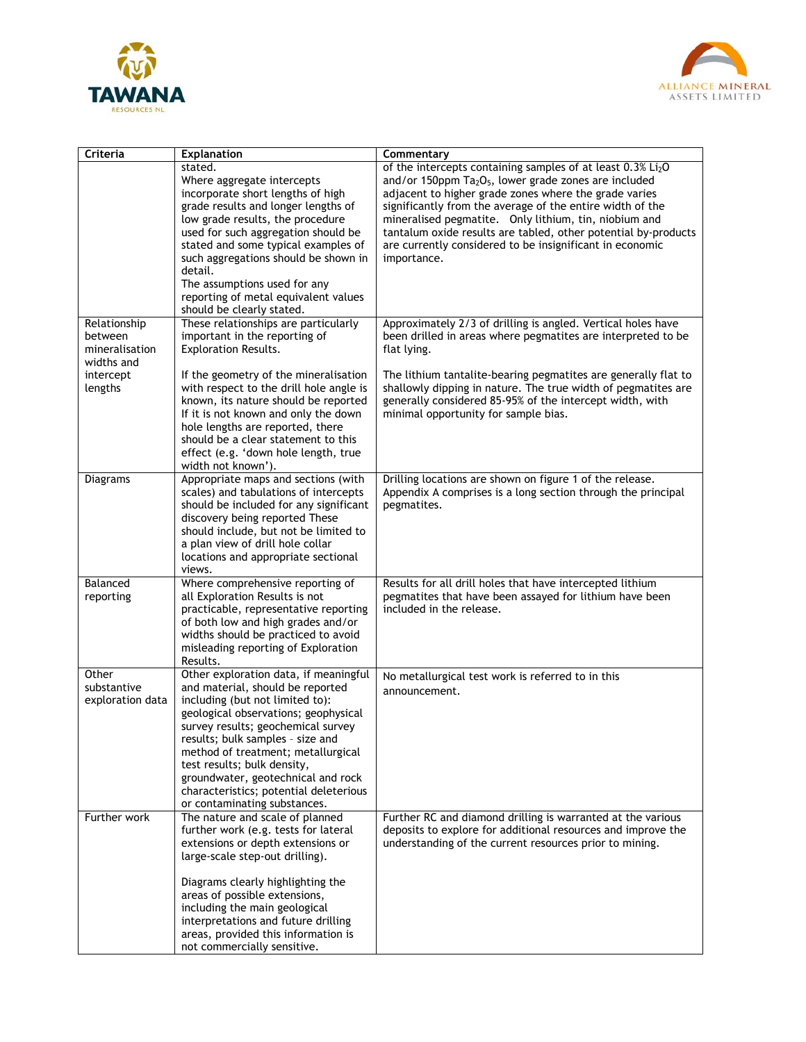| Criteria | Explanation | Commentary |
|---|---|---|
| | stated. Where aggregate intercepts incorporate short lengths of high grade results and longer lengths of low grade results, the procedure used for such aggregation should be stated and some typical examples of such aggregations should be shown in detail. The assumptions used for any reporting of metal equivalent values should be clearly stated. | of the intercepts containing samples of at least 0.3% $Li_2O$ and/or 150ppm $Ta_2O_5$, lower grade zones are included adjacent to higher grade zones where the grade varies significantly from the average of the entire width of the mineralised pegmatite. Only lithium, tin, niobium and tantalum oxide results are tabled, other potential by-products are currently considered to be insignificant in economic importance. |
| Relationship between mineralisation widths and intercept lengths | These relationships are particularly important in the reporting of Exploration Results. If the geometry of the mineralisation with respect to the drill hole angle is known, its nature should be reported If it is not known and only the down hole lengths are reported, there should be a clear statement to this effect (e.g. 'down hole length, true width not known'). | Approximately 2/3 of drilling is angled. Vertical holes have been drilled in areas where pegmatites are interpreted to be flat lying. The lithium tantalite-bearing pegmatites are generally flat to shallowly dipping in nature. The true width of pegmatites are generally considered 85-95% of the intercept width, with minimal opportunity for sample bias. |
| Diagrams | Appropriate maps and sections (with scales) and tabulations of intercepts should be included for any significant discovery being reported These should include, but not be limited to a plan view of drill hole collar locations and appropriate sectional views. | Drilling locations are shown on figure 1 of the release. Appendix A comprises is a long section through the principal pegmatites. |
| Balanced reporting | Where comprehensive reporting of all Exploration Results is not practicable, representative reporting of both low and high grades and/or widths should be practiced to avoid misleading reporting of Exploration Results. | Results for all drill holes that have intercepted lithium pegmatites that have been assayed for lithium have been included in the release. |
| Other substantive exploration data | Other exploration data, if meaningful and material, should be reported including (but not limited to): geological observations; geophysical survey results; geochemical survey results; bulk samples – size and method of treatment; metallurgical test results; bulk density, groundwater, geotechnical and rock characteristics; potential deleterious or contaminating substances. | No metallurgical test work is referred to in this announcement. |
| Further work | The nature and scale of planned further work (e.g. tests for lateral extensions or depth extensions or large-scale step-out drilling). Diagrams clearly highlighting the areas of possible extensions, including the main geological interpretations and future drilling areas, provided this information is not commercially sensitive. | Further RC and diamond drilling is warranted at the various deposits to explore for additional resources and improve the understanding of the current resources prior to mining. |